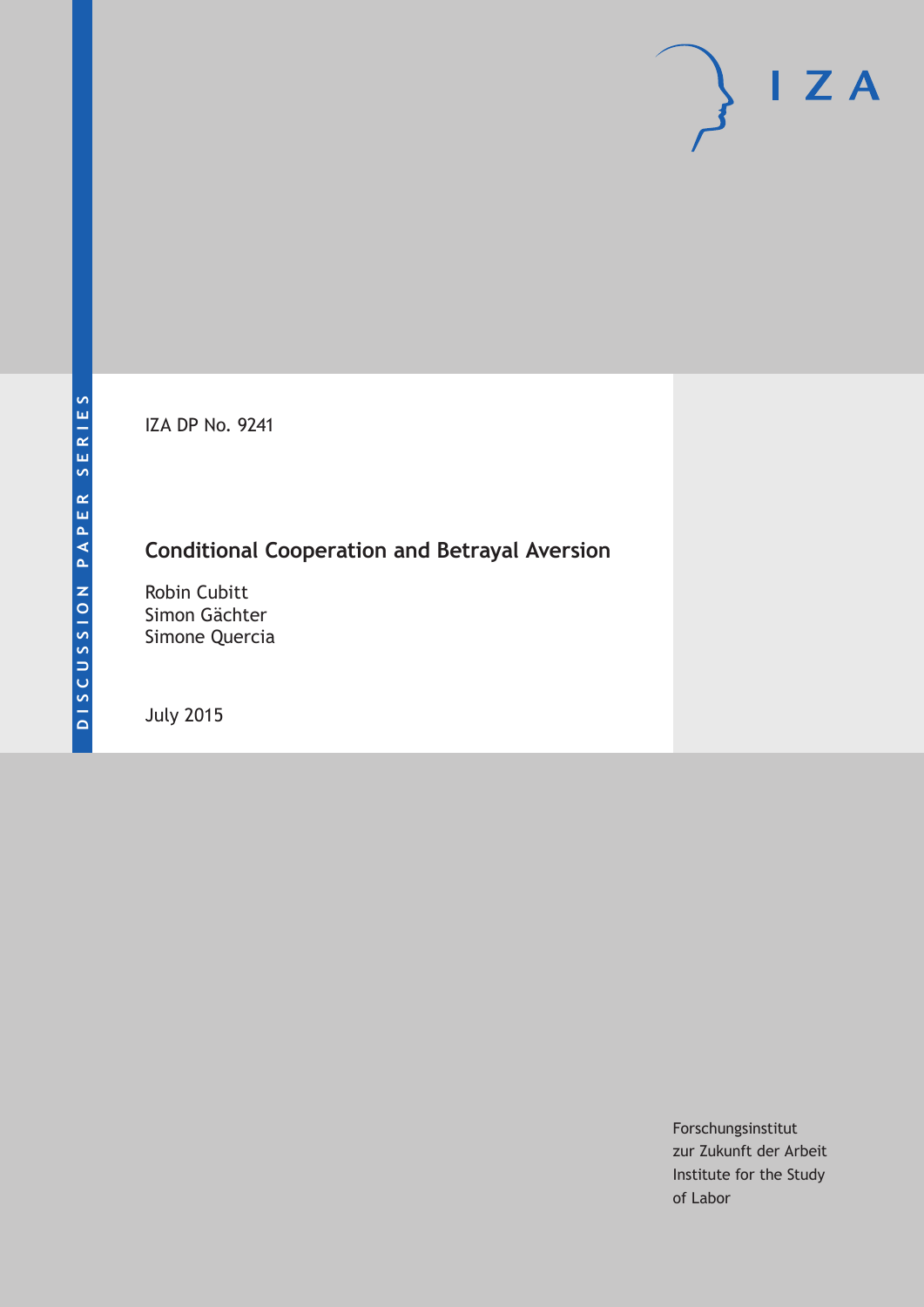DISCUSSION PAPER SERIES

IZA DP No. 9241

# Conditional Cooperation and Betrayal Aversion

Robin Cubitt
Simon Gächter
Simone Quercia

July 2015

Forschungsinstitut
zur Zukunft der Arbeit
Institute for the Study
of Labor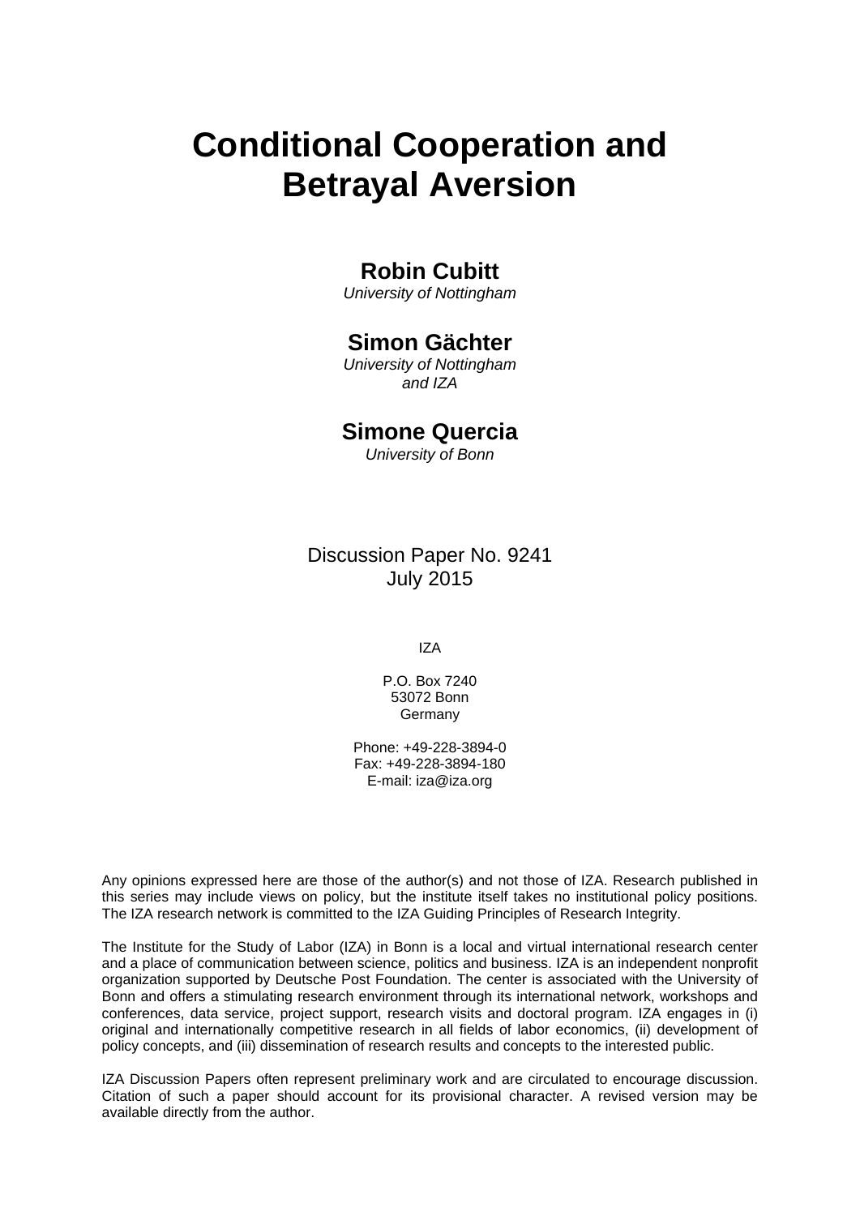# Conditional Cooperation and Betrayal Aversion

**Robin Cubitt**
*University of Nottingham*

**Simon Gächter**
*University of Nottingham and IZA*

**Simone Quercia**
*University of Bonn*

Discussion Paper No. 9241
July 2015

IZA

P.O. Box 7240
53072 Bonn
Germany

Phone: +49-228-3894-0
Fax: +49-228-3894-180
E-mail: iza@iza.org

Any opinions expressed here are those of the author(s) and not those of IZA. Research published in this series may include views on policy, but the institute itself takes no institutional policy positions. The IZA research network is committed to the IZA Guiding Principles of Research Integrity.

The Institute for the Study of Labor (IZA) in Bonn is a local and virtual international research center and a place of communication between science, politics and business. IZA is an independent nonprofit organization supported by Deutsche Post Foundation. The center is associated with the University of Bonn and offers a stimulating research environment through its international network, workshops and conferences, data service, project support, research visits and doctoral program. IZA engages in (i) original and internationally competitive research in all fields of labor economics, (ii) development of policy concepts, and (iii) dissemination of research results and concepts to the interested public.

IZA Discussion Papers often represent preliminary work and are circulated to encourage discussion. Citation of such a paper should account for its provisional character. A revised version may be available directly from the author.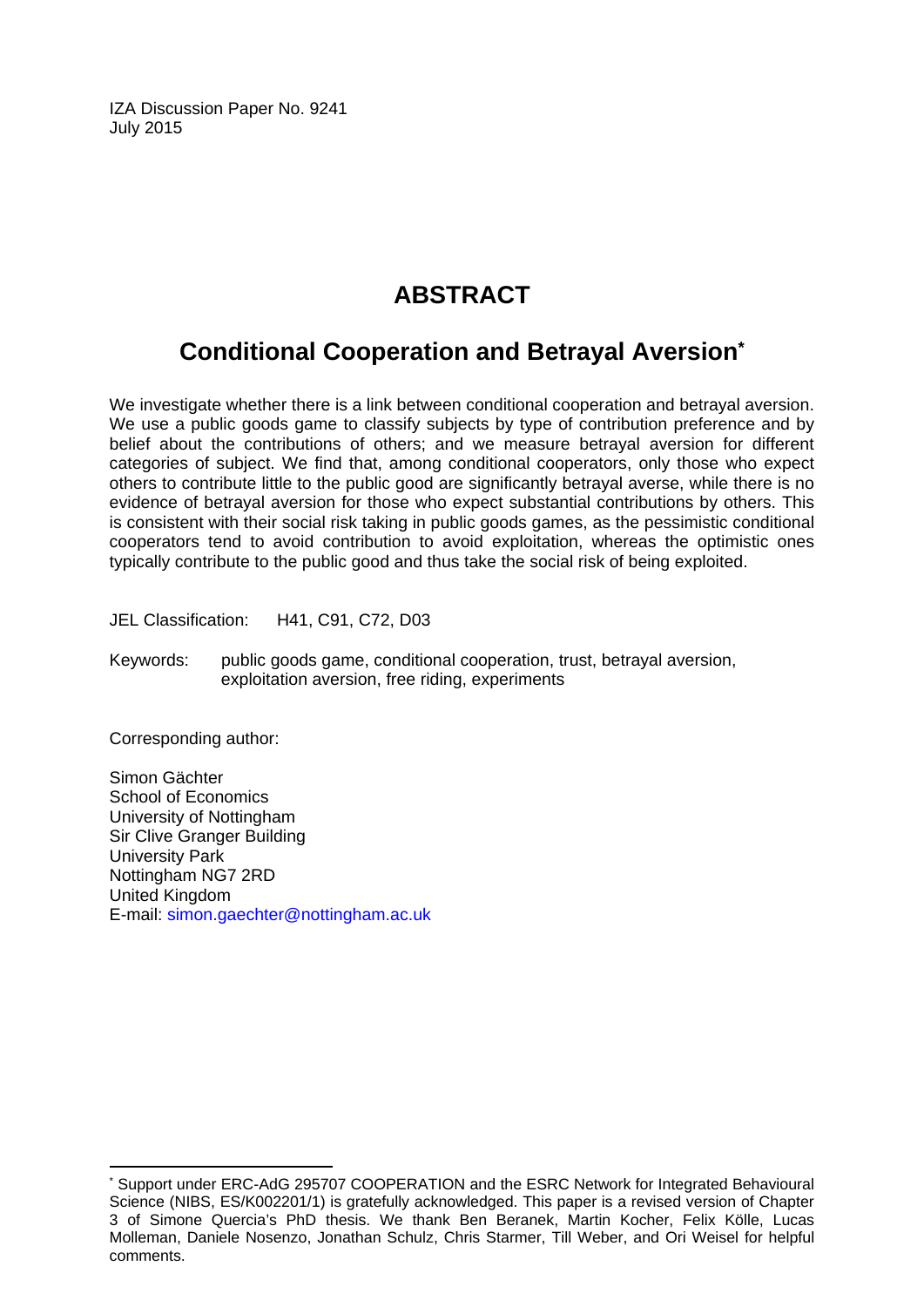IZA Discussion Paper No. 9241
July 2015

# ABSTRACT

## Conditional Cooperation and Betrayal Aversion*

We investigate whether there is a link between conditional cooperation and betrayal aversion. We use a public goods game to classify subjects by type of contribution preference and by belief about the contributions of others; and we measure betrayal aversion for different categories of subject. We find that, among conditional cooperators, only those who expect others to contribute little to the public good are significantly betrayal averse, while there is no evidence of betrayal aversion for those who expect substantial contributions by others. This is consistent with their social risk taking in public goods games, as the pessimistic conditional cooperators tend to avoid contribution to avoid exploitation, whereas the optimistic ones typically contribute to the public good and thus take the social risk of being exploited.

JEL Classification: H41, C91, C72, D03

Keywords: public goods game, conditional cooperation, trust, betrayal aversion, exploitation aversion, free riding, experiments

Corresponding author:

Simon Gächter
School of Economics
University of Nottingham
Sir Clive Granger Building
University Park
Nottingham NG7 2RD
United Kingdom
E-mail: simon.gaechter@nottingham.ac.uk

---

* Support under ERC-AdG 295707 COOPERATION and the ESRC Network for Integrated Behavioural Science (NIBS, ES/K002201/1) is gratefully acknowledged. This paper is a revised version of Chapter 3 of Simone Quercia's PhD thesis. We thank Ben Beranek, Martin Kocher, Felix Kölle, Lucas Molleman, Daniele Nosenzo, Jonathan Schulz, Chris Starmer, Till Weber, and Ori Weisel for helpful comments.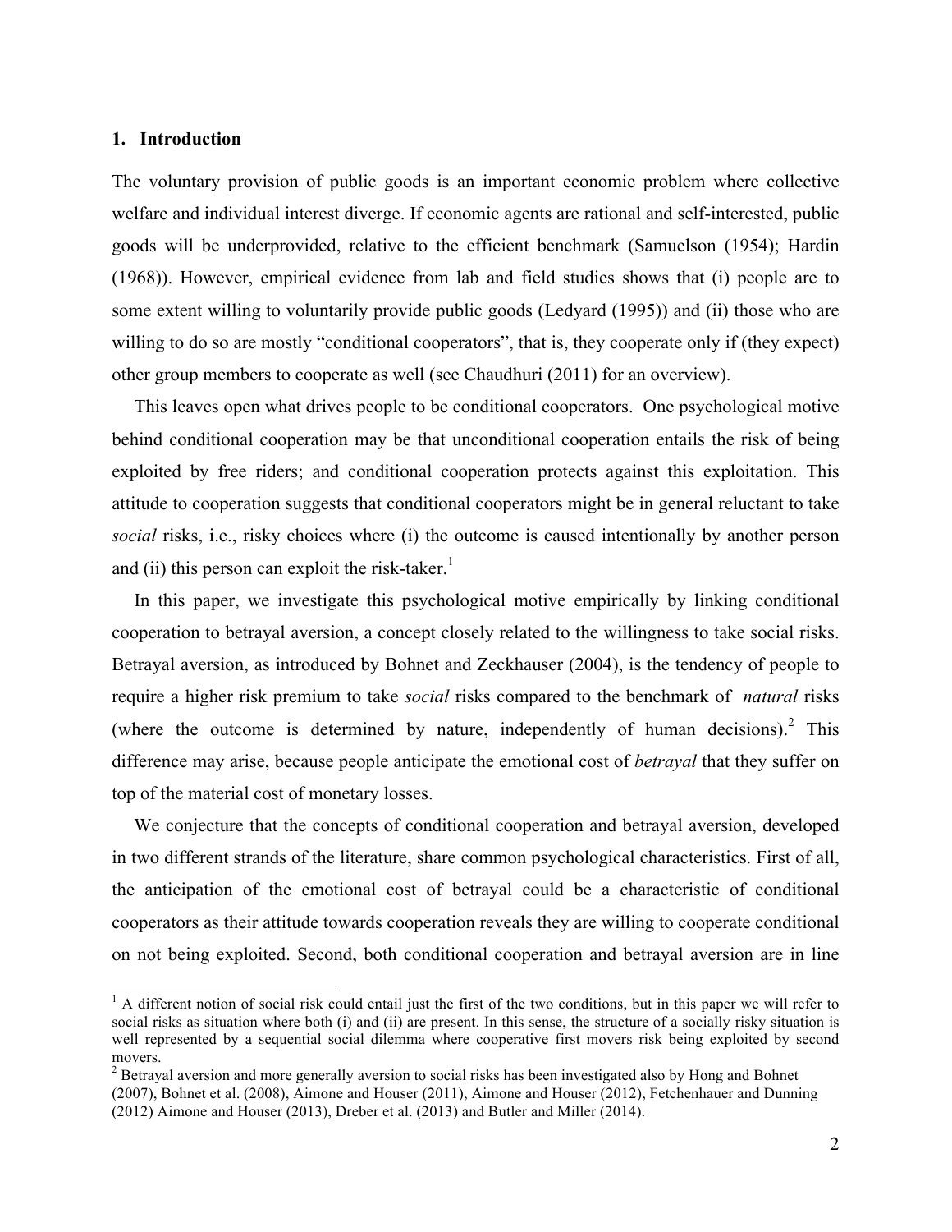## 1. Introduction

The voluntary provision of public goods is an important economic problem where collective welfare and individual interest diverge. If economic agents are rational and self-interested, public goods will be underprovided, relative to the efficient benchmark (Samuelson (1954); Hardin (1968)). However, empirical evidence from lab and field studies shows that (i) people are to some extent willing to voluntarily provide public goods (Ledyard (1995)) and (ii) those who are willing to do so are mostly "conditional cooperators", that is, they cooperate only if (they expect) other group members to cooperate as well (see Chaudhuri (2011) for an overview).

This leaves open what drives people to be conditional cooperators. One psychological motive behind conditional cooperation may be that unconditional cooperation entails the risk of being exploited by free riders; and conditional cooperation protects against this exploitation. This attitude to cooperation suggests that conditional cooperators might be in general reluctant to take *social* risks, i.e., risky choices where (i) the outcome is caused intentionally by another person and (ii) this person can exploit the risk-taker.[1]

In this paper, we investigate this psychological motive empirically by linking conditional cooperation to betrayal aversion, a concept closely related to the willingness to take social risks. Betrayal aversion, as introduced by Bohnet and Zeckhauser (2004), is the tendency of people to require a higher risk premium to take *social* risks compared to the benchmark of *natural* risks (where the outcome is determined by nature, independently of human decisions).[2] This difference may arise, because people anticipate the emotional cost of *betrayal* that they suffer on top of the material cost of monetary losses.

We conjecture that the concepts of conditional cooperation and betrayal aversion, developed in two different strands of the literature, share common psychological characteristics. First of all, the anticipation of the emotional cost of betrayal could be a characteristic of conditional cooperators as their attitude towards cooperation reveals they are willing to cooperate conditional on not being exploited. Second, both conditional cooperation and betrayal aversion are in line

[1] A different notion of social risk could entail just the first of the two conditions, but in this paper we will refer to social risks as situation where both (i) and (ii) are present. In this sense, the structure of a socially risky situation is well represented by a sequential social dilemma where cooperative first movers risk being exploited by second movers.

[2] Betrayal aversion and more generally aversion to social risks has been investigated also by Hong and Bohnet (2007), Bohnet et al. (2008), Aimone and Houser (2011), Aimone and Houser (2012), Fetchenhauer and Dunning (2012) Aimone and Houser (2013), Dreber et al. (2013) and Butler and Miller (2014).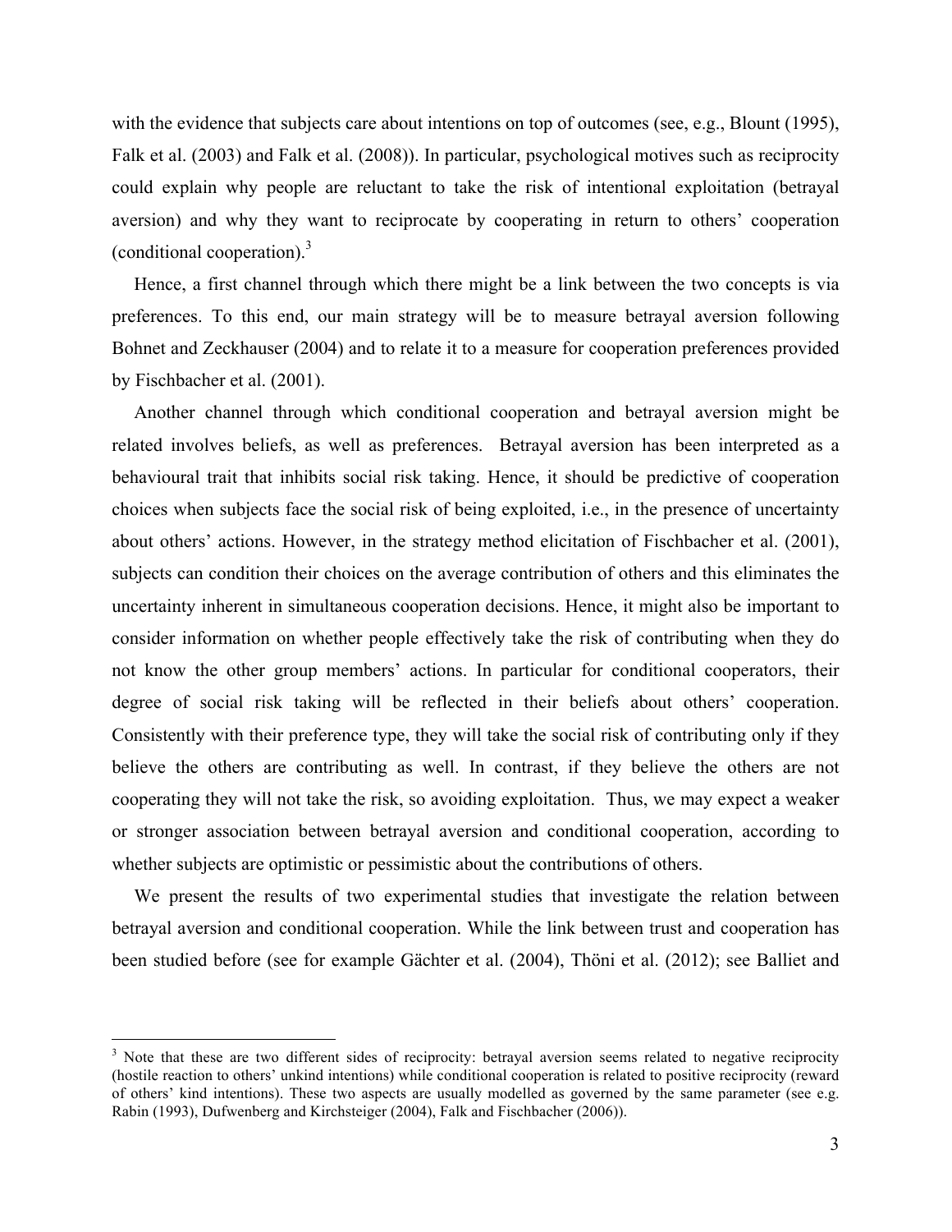with the evidence that subjects care about intentions on top of outcomes (see, e.g., Blount (1995), Falk et al. (2003) and Falk et al. (2008)). In particular, psychological motives such as reciprocity could explain why people are reluctant to take the risk of intentional exploitation (betrayal aversion) and why they want to reciprocate by cooperating in return to others' cooperation (conditional cooperation).[3]

Hence, a first channel through which there might be a link between the two concepts is via preferences. To this end, our main strategy will be to measure betrayal aversion following Bohnet and Zeckhauser (2004) and to relate it to a measure for cooperation preferences provided by Fischbacher et al. (2001).

Another channel through which conditional cooperation and betrayal aversion might be related involves beliefs, as well as preferences. Betrayal aversion has been interpreted as a behavioural trait that inhibits social risk taking. Hence, it should be predictive of cooperation choices when subjects face the social risk of being exploited, i.e., in the presence of uncertainty about others' actions. However, in the strategy method elicitation of Fischbacher et al. (2001), subjects can condition their choices on the average contribution of others and this eliminates the uncertainty inherent in simultaneous cooperation decisions. Hence, it might also be important to consider information on whether people effectively take the risk of contributing when they do not know the other group members' actions. In particular for conditional cooperators, their degree of social risk taking will be reflected in their beliefs about others' cooperation. Consistently with their preference type, they will take the social risk of contributing only if they believe the others are contributing as well. In contrast, if they believe the others are not cooperating they will not take the risk, so avoiding exploitation. Thus, we may expect a weaker or stronger association between betrayal aversion and conditional cooperation, according to whether subjects are optimistic or pessimistic about the contributions of others.

We present the results of two experimental studies that investigate the relation between betrayal aversion and conditional cooperation. While the link between trust and cooperation has been studied before (see for example Gächter et al. (2004), Thöni et al. (2012); see Balliet and

---

[3] Note that these are two different sides of reciprocity: betrayal aversion seems related to negative reciprocity (hostile reaction to others' unkind intentions) while conditional cooperation is related to positive reciprocity (reward of others' kind intentions). These two aspects are usually modelled as governed by the same parameter (see e.g. Rabin (1993), Dufwenberg and Kirchsteiger (2004), Falk and Fischbacher (2006)).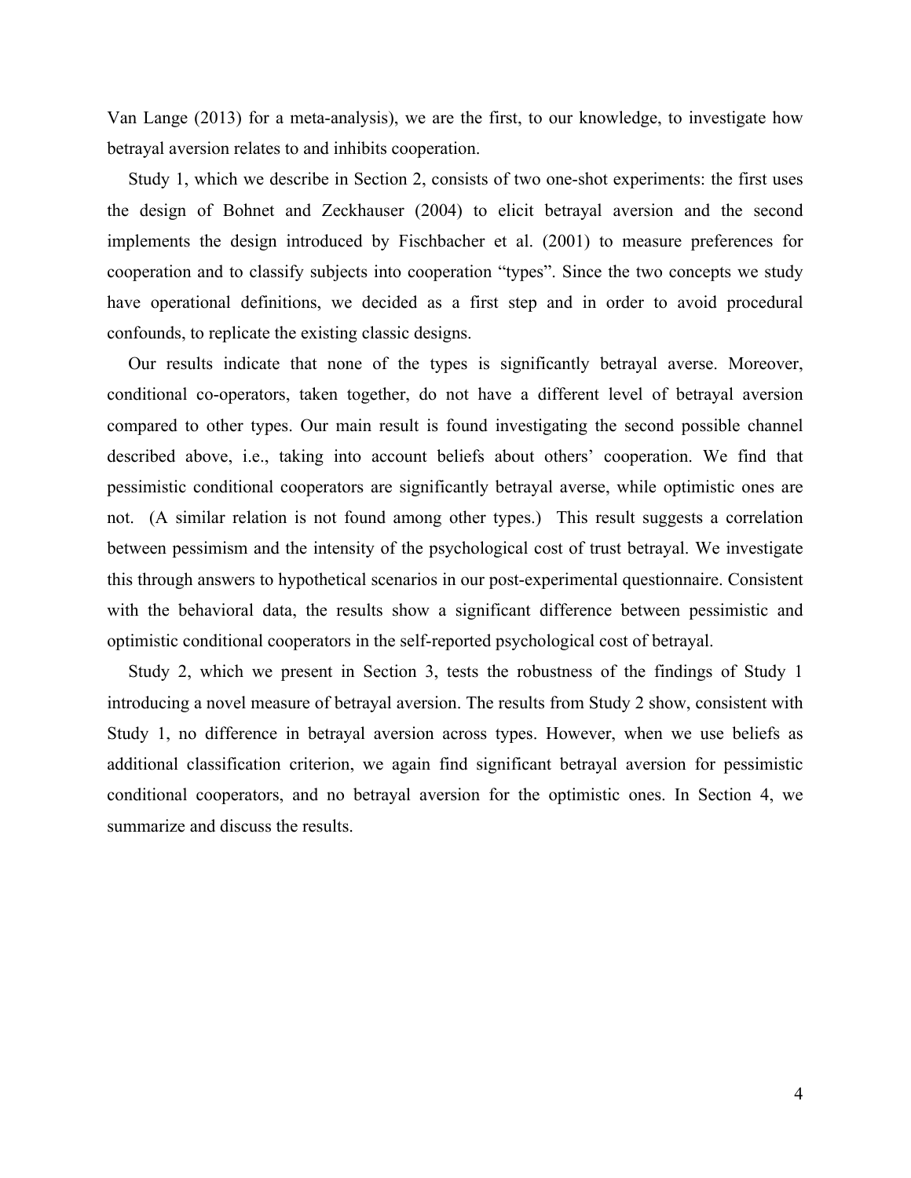Van Lange (2013) for a meta-analysis), we are the first, to our knowledge, to investigate how betrayal aversion relates to and inhibits cooperation.

Study 1, which we describe in Section 2, consists of two one-shot experiments: the first uses the design of Bohnet and Zeckhauser (2004) to elicit betrayal aversion and the second implements the design introduced by Fischbacher et al. (2001) to measure preferences for cooperation and to classify subjects into cooperation "types". Since the two concepts we study have operational definitions, we decided as a first step and in order to avoid procedural confounds, to replicate the existing classic designs.

Our results indicate that none of the types is significantly betrayal averse. Moreover, conditional co-operators, taken together, do not have a different level of betrayal aversion compared to other types. Our main result is found investigating the second possible channel described above, i.e., taking into account beliefs about others' cooperation. We find that pessimistic conditional cooperators are significantly betrayal averse, while optimistic ones are not. (A similar relation is not found among other types.) This result suggests a correlation between pessimism and the intensity of the psychological cost of trust betrayal. We investigate this through answers to hypothetical scenarios in our post-experimental questionnaire. Consistent with the behavioral data, the results show a significant difference between pessimistic and optimistic conditional cooperators in the self-reported psychological cost of betrayal.

Study 2, which we present in Section 3, tests the robustness of the findings of Study 1 introducing a novel measure of betrayal aversion. The results from Study 2 show, consistent with Study 1, no difference in betrayal aversion across types. However, when we use beliefs as additional classification criterion, we again find significant betrayal aversion for pessimistic conditional cooperators, and no betrayal aversion for the optimistic ones. In Section 4, we summarize and discuss the results.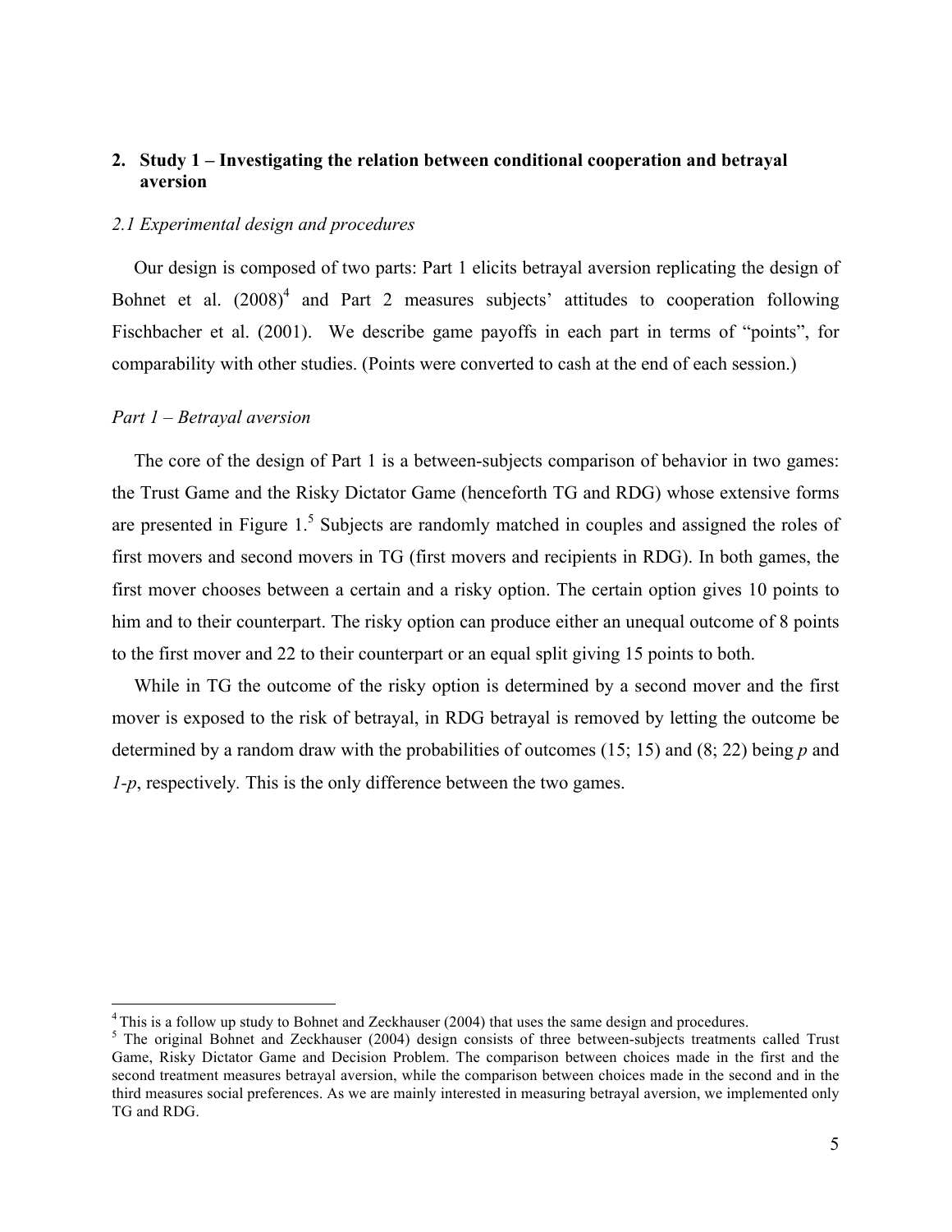## 2. Study 1 – Investigating the relation between conditional cooperation and betrayal aversion

### *2.1 Experimental design and procedures*

Our design is composed of two parts: Part 1 elicits betrayal aversion replicating the design of Bohnet et al. (2008)[4] and Part 2 measures subjects' attitudes to cooperation following Fischbacher et al. (2001). We describe game payoffs in each part in terms of "points", for comparability with other studies. (Points were converted to cash at the end of each session.)

### *Part 1 – Betrayal aversion*

The core of the design of Part 1 is a between-subjects comparison of behavior in two games: the Trust Game and the Risky Dictator Game (henceforth TG and RDG) whose extensive forms are presented in Figure 1.[5] Subjects are randomly matched in couples and assigned the roles of first movers and second movers in TG (first movers and recipients in RDG). In both games, the first mover chooses between a certain and a risky option. The certain option gives 10 points to him and to their counterpart. The risky option can produce either an unequal outcome of 8 points to the first mover and 22 to their counterpart or an equal split giving 15 points to both.

While in TG the outcome of the risky option is determined by a second mover and the first mover is exposed to the risk of betrayal, in RDG betrayal is removed by letting the outcome be determined by a random draw with the probabilities of outcomes (15; 15) and (8; 22) being $p$ and $1-p$, respectively. This is the only difference between the two games.

---

[4] This is a follow up study to Bohnet and Zeckhauser (2004) that uses the same design and procedures.

[5] The original Bohnet and Zeckhauser (2004) design consists of three between-subjects treatments called Trust Game, Risky Dictator Game and Decision Problem. The comparison between choices made in the first and the second treatment measures betrayal aversion, while the comparison between choices made in the second and in the third measures social preferences. As we are mainly interested in measuring betrayal aversion, we implemented only TG and RDG.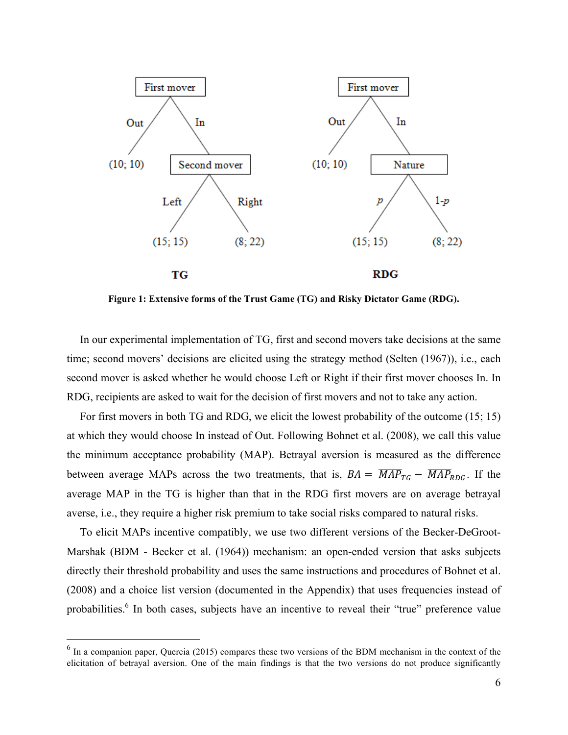Figure 1: Extensive forms of the Trust Game (TG) and Risky Dictator Game (RDG).

In our experimental implementation of TG, first and second movers take decisions at the same time; second movers' decisions are elicited using the strategy method (Selten (1967)), i.e., each second mover is asked whether he would choose Left or Right if their first mover chooses In. In RDG, recipients are asked to wait for the decision of first movers and not to take any action.

For first movers in both TG and RDG, we elicit the lowest probability of the outcome (15; 15) at which they would choose In instead of Out. Following Bohnet et al. (2008), we call this value the minimum acceptance probability (MAP). Betrayal aversion is measured as the difference between average MAPs across the two treatments, that is, $BA = \overline{MAP}_{TG} - \overline{MAP}_{RDG}$. If the average MAP in the TG is higher than that in the RDG first movers are on average betrayal averse, i.e., they require a higher risk premium to take social risks compared to natural risks.

To elicit MAPs incentive compatibly, we use two different versions of the Becker-DeGroot-Marshak (BDM - Becker et al. (1964)) mechanism: an open-ended version that asks subjects directly their threshold probability and uses the same instructions and procedures of Bohnet et al. (2008) and a choice list version (documented in the Appendix) that uses frequencies instead of probabilities.[6] In both cases, subjects have an incentive to reveal their "true" preference value

[6] In a companion paper, Quercia (2015) compares these two versions of the BDM mechanism in the context of the elicitation of betrayal aversion. One of the main findings is that the two versions do not produce significantly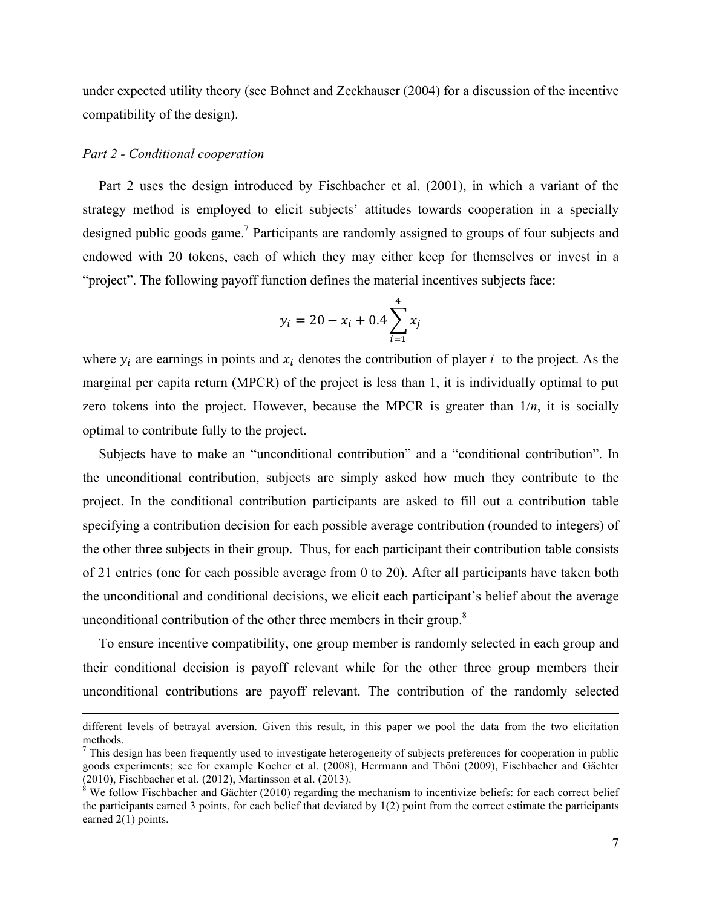under expected utility theory (see Bohnet and Zeckhauser (2004) for a discussion of the incentive compatibility of the design).

*Part 2 - Conditional cooperation*

Part 2 uses the design introduced by Fischbacher et al. (2001), in which a variant of the strategy method is employed to elicit subjects' attitudes towards cooperation in a specially designed public goods game.[7] Participants are randomly assigned to groups of four subjects and endowed with 20 tokens, each of which they may either keep for themselves or invest in a "project". The following payoff function defines the material incentives subjects face:

$$y_i = 20 - x_i + 0.4 \sum_{i=1}^{4} x_j$$

where $y_i$ are earnings in points and $x_i$ denotes the contribution of player $i$ to the project. As the marginal per capita return (MPCR) of the project is less than 1, it is individually optimal to put zero tokens into the project. However, because the MPCR is greater than $1/n$, it is socially optimal to contribute fully to the project.

Subjects have to make an "unconditional contribution" and a "conditional contribution". In the unconditional contribution, subjects are simply asked how much they contribute to the project. In the conditional contribution participants are asked to fill out a contribution table specifying a contribution decision for each possible average contribution (rounded to integers) of the other three subjects in their group. Thus, for each participant their contribution table consists of 21 entries (one for each possible average from 0 to 20). After all participants have taken both the unconditional and conditional decisions, we elicit each participant's belief about the average unconditional contribution of the other three members in their group.[8]

To ensure incentive compatibility, one group member is randomly selected in each group and their conditional decision is payoff relevant while for the other three group members their unconditional contributions are payoff relevant. The contribution of the randomly selected

---

different levels of betrayal aversion. Given this result, in this paper we pool the data from the two elicitation methods.

[7] This design has been frequently used to investigate heterogeneity of subjects preferences for cooperation in public goods experiments; see for example Kocher et al. (2008), Herrmann and Thöni (2009), Fischbacher and Gächter (2010), Fischbacher et al. (2012), Martinsson et al. (2013).

[8] We follow Fischbacher and Gächter (2010) regarding the mechanism to incentivize beliefs: for each correct belief the participants earned 3 points, for each belief that deviated by 1(2) point from the correct estimate the participants earned 2(1) points.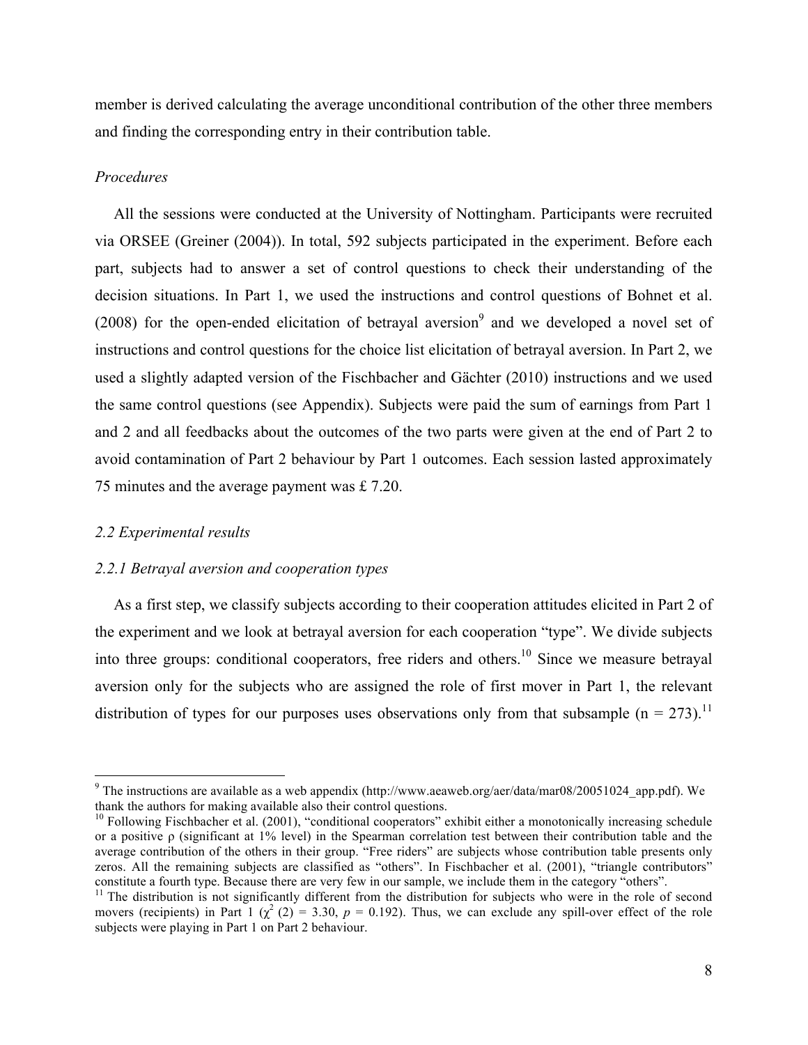member is derived calculating the average unconditional contribution of the other three members and finding the corresponding entry in their contribution table.

*Procedures*

All the sessions were conducted at the University of Nottingham. Participants were recruited via ORSEE (Greiner (2004)). In total, 592 subjects participated in the experiment. Before each part, subjects had to answer a set of control questions to check their understanding of the decision situations. In Part 1, we used the instructions and control questions of Bohnet et al. (2008) for the open-ended elicitation of betrayal aversion[9] and we developed a novel set of instructions and control questions for the choice list elicitation of betrayal aversion. In Part 2, we used a slightly adapted version of the Fischbacher and Gächter (2010) instructions and we used the same control questions (see Appendix). Subjects were paid the sum of earnings from Part 1 and 2 and all feedbacks about the outcomes of the two parts were given at the end of Part 2 to avoid contamination of Part 2 behaviour by Part 1 outcomes. Each session lasted approximately 75 minutes and the average payment was £ 7.20.

### *2.2 Experimental results*

#### *2.2.1 Betrayal aversion and cooperation types*

As a first step, we classify subjects according to their cooperation attitudes elicited in Part 2 of the experiment and we look at betrayal aversion for each cooperation "type". We divide subjects into three groups: conditional cooperators, free riders and others.[10] Since we measure betrayal aversion only for the subjects who are assigned the role of first mover in Part 1, the relevant distribution of types for our purposes uses observations only from that subsample (n = 273).[11]

---

[9] The instructions are available as a web appendix (http://www.aeaweb.org/aer/data/mar08/20051024_app.pdf). We thank the authors for making available also their control questions.

[10] Following Fischbacher et al. (2001), "conditional cooperators" exhibit either a monotonically increasing schedule or a positive ρ (significant at 1% level) in the Spearman correlation test between their contribution table and the average contribution of the others in their group. "Free riders" are subjects whose contribution table presents only zeros. All the remaining subjects are classified as "others". In Fischbacher et al. (2001), "triangle contributors" constitute a fourth type. Because there are very few in our sample, we include them in the category "others".

[11] The distribution is not significantly different from the distribution for subjects who were in the role of second movers (recipients) in Part 1 ($\chi^2$ (2) = 3.30, $p$ = 0.192). Thus, we can exclude any spill-over effect of the role subjects were playing in Part 1 on Part 2 behaviour.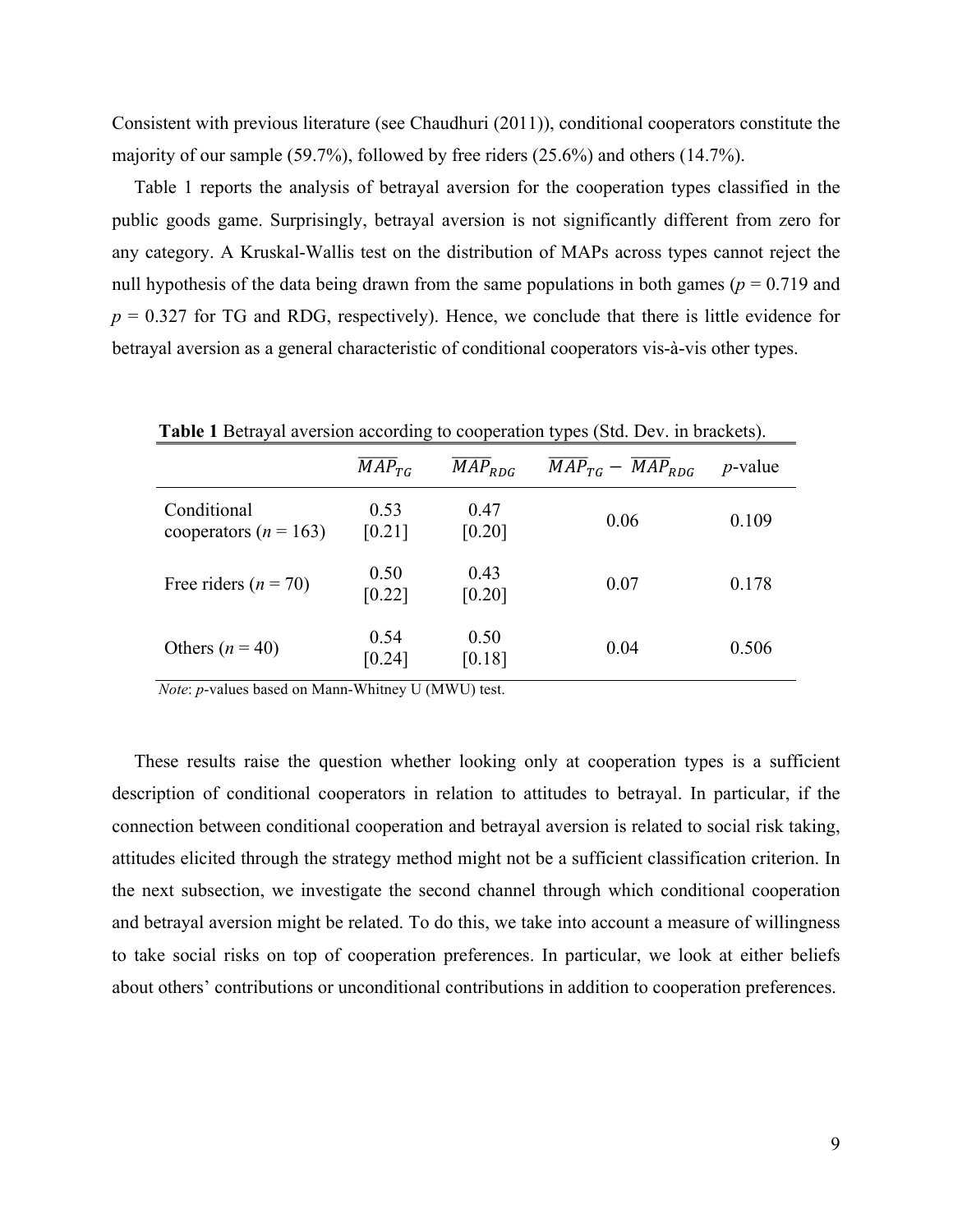Consistent with previous literature (see Chaudhuri (2011)), conditional cooperators constitute the majority of our sample (59.7%), followed by free riders (25.6%) and others (14.7%).

Table 1 reports the analysis of betrayal aversion for the cooperation types classified in the public goods game. Surprisingly, betrayal aversion is not significantly different from zero for any category. A Kruskal-Wallis test on the distribution of MAPs across types cannot reject the null hypothesis of the data being drawn from the same populations in both games ($p = 0.719$ and $p = 0.327$ for TG and RDG, respectively). Hence, we conclude that there is little evidence for betrayal aversion as a general characteristic of conditional cooperators vis-à-vis other types.

**Table 1** Betrayal aversion according to cooperation types (Std. Dev. in brackets).

| | $\overline{MAP}_{TG}$ | $\overline{MAP}_{RDG}$ | $\overline{MAP}_{TG} - \overline{MAP}_{RDG}$ | *p*-value |
|---|---|---|---|---|
| Conditional cooperators (*n* = 163) | 0.53 [0.21] | 0.47 [0.20] | 0.06 | 0.109 |
| Free riders (*n* = 70) | 0.50 [0.22] | 0.43 [0.20] | 0.07 | 0.178 |
| Others (*n* = 40) | 0.54 [0.24] | 0.50 [0.18] | 0.04 | 0.506 |

*Note*: *p*-values based on Mann-Whitney U (MWU) test.

These results raise the question whether looking only at cooperation types is a sufficient description of conditional cooperators in relation to attitudes to betrayal. In particular, if the connection between conditional cooperation and betrayal aversion is related to social risk taking, attitudes elicited through the strategy method might not be a sufficient classification criterion. In the next subsection, we investigate the second channel through which conditional cooperation and betrayal aversion might be related. To do this, we take into account a measure of willingness to take social risks on top of cooperation preferences. In particular, we look at either beliefs about others' contributions or unconditional contributions in addition to cooperation preferences.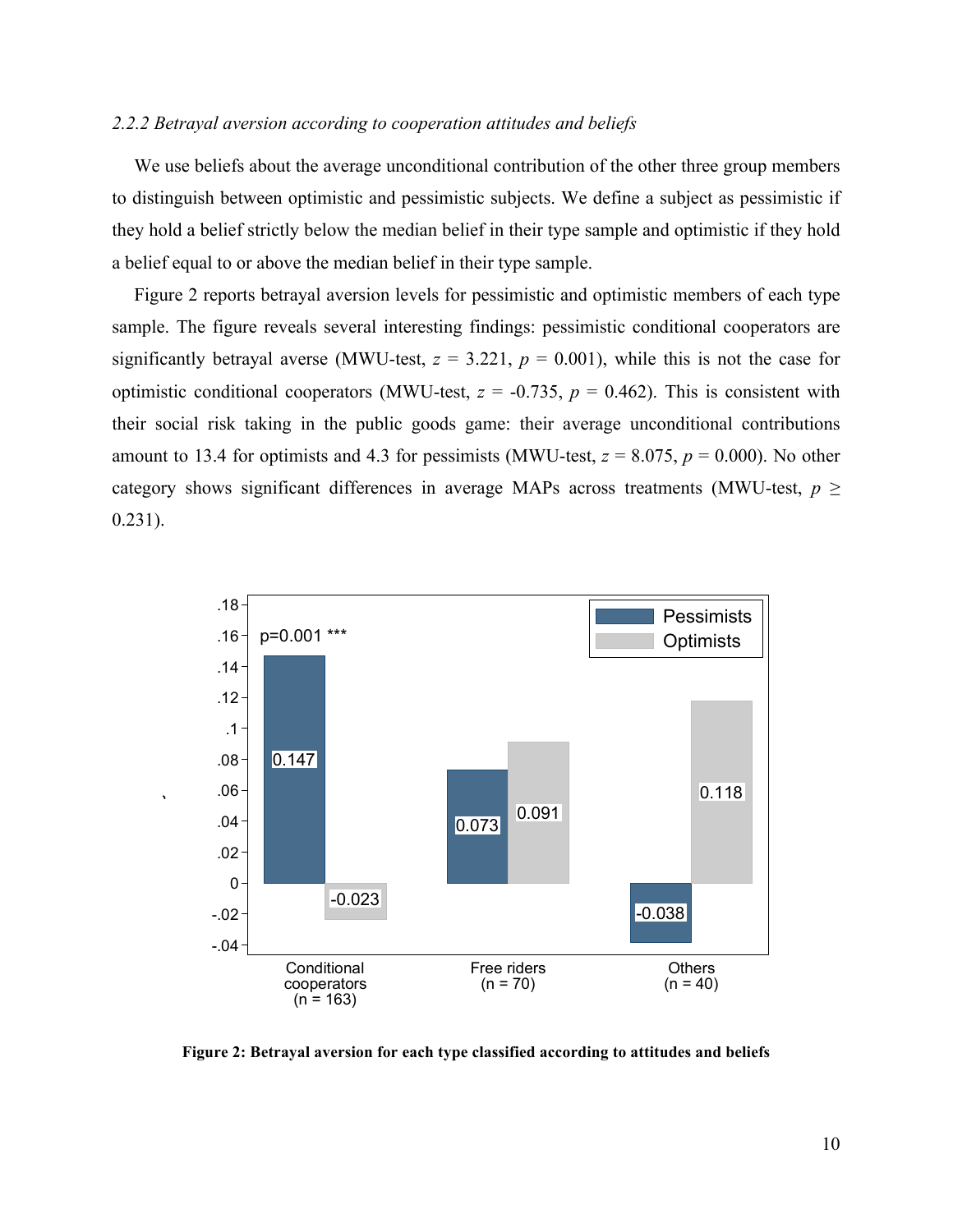*2.2.2 Betrayal aversion according to cooperation attitudes and beliefs*

We use beliefs about the average unconditional contribution of the other three group members to distinguish between optimistic and pessimistic subjects. We define a subject as pessimistic if they hold a belief strictly below the median belief in their type sample and optimistic if they hold a belief equal to or above the median belief in their type sample.

Figure 2 reports betrayal aversion levels for pessimistic and optimistic members of each type sample. The figure reveals several interesting findings: pessimistic conditional cooperators are significantly betrayal averse (MWU-test, $z$ = 3.221, $p$ = 0.001), while this is not the case for optimistic conditional cooperators (MWU-test, $z$ = -0.735, $p$ = 0.462). This is consistent with their social risk taking in the public goods game: their average unconditional contributions amount to 13.4 for optimists and 4.3 for pessimists (MWU-test, $z$ = 8.075, $p$ = 0.000). No other category shows significant differences in average MAPs across treatments (MWU-test, $p \geq$ 0.231).

**Figure 2: Betrayal aversion for each type classified according to attitudes and beliefs**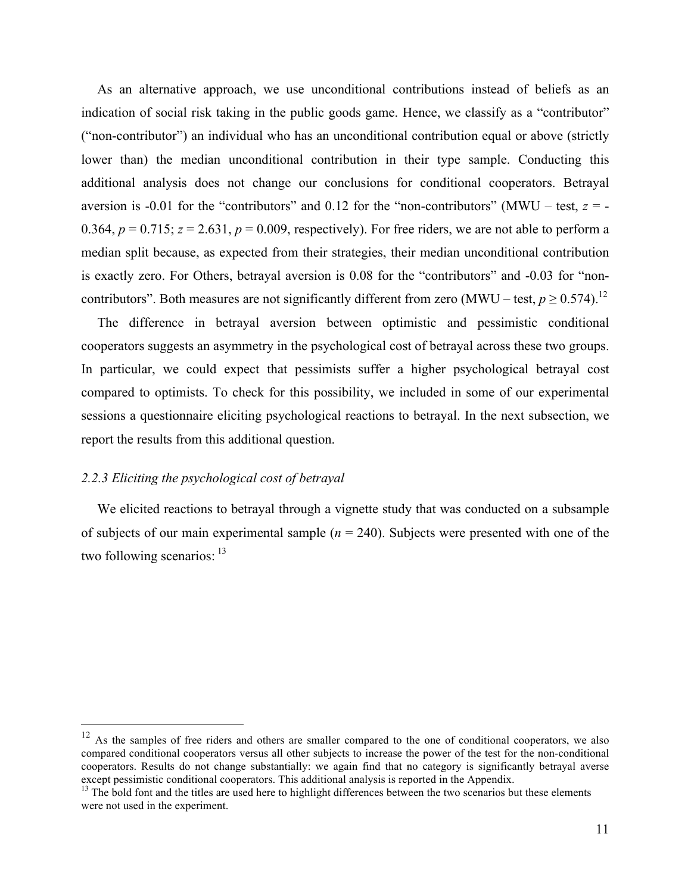As an alternative approach, we use unconditional contributions instead of beliefs as an indication of social risk taking in the public goods game. Hence, we classify as a "contributor" ("non-contributor") an individual who has an unconditional contribution equal or above (strictly lower than) the median unconditional contribution in their type sample. Conducting this additional analysis does not change our conclusions for conditional cooperators. Betrayal aversion is -0.01 for the "contributors" and 0.12 for the "non-contributors" (MWU – test, $z = -0.364$, $p = 0.715$; $z = 2.631$, $p = 0.009$, respectively). For free riders, we are not able to perform a median split because, as expected from their strategies, their median unconditional contribution is exactly zero. For Others, betrayal aversion is 0.08 for the "contributors" and -0.03 for "non-contributors". Both measures are not significantly different from zero (MWU – test, $p \geq 0.574$).[12]

The difference in betrayal aversion between optimistic and pessimistic conditional cooperators suggests an asymmetry in the psychological cost of betrayal across these two groups. In particular, we could expect that pessimists suffer a higher psychological betrayal cost compared to optimists. To check for this possibility, we included in some of our experimental sessions a questionnaire eliciting psychological reactions to betrayal. In the next subsection, we report the results from this additional question.

### *2.2.3 Eliciting the psychological cost of betrayal*

We elicited reactions to betrayal through a vignette study that was conducted on a subsample of subjects of our main experimental sample ($n = 240$). Subjects were presented with one of the two following scenarios: [13]

---

[12] As the samples of free riders and others are smaller compared to the one of conditional cooperators, we also compared conditional cooperators versus all other subjects to increase the power of the test for the non-conditional cooperators. Results do not change substantially: we again find that no category is significantly betrayal averse except pessimistic conditional cooperators. This additional analysis is reported in the Appendix.

[13] The bold font and the titles are used here to highlight differences between the two scenarios but these elements were not used in the experiment.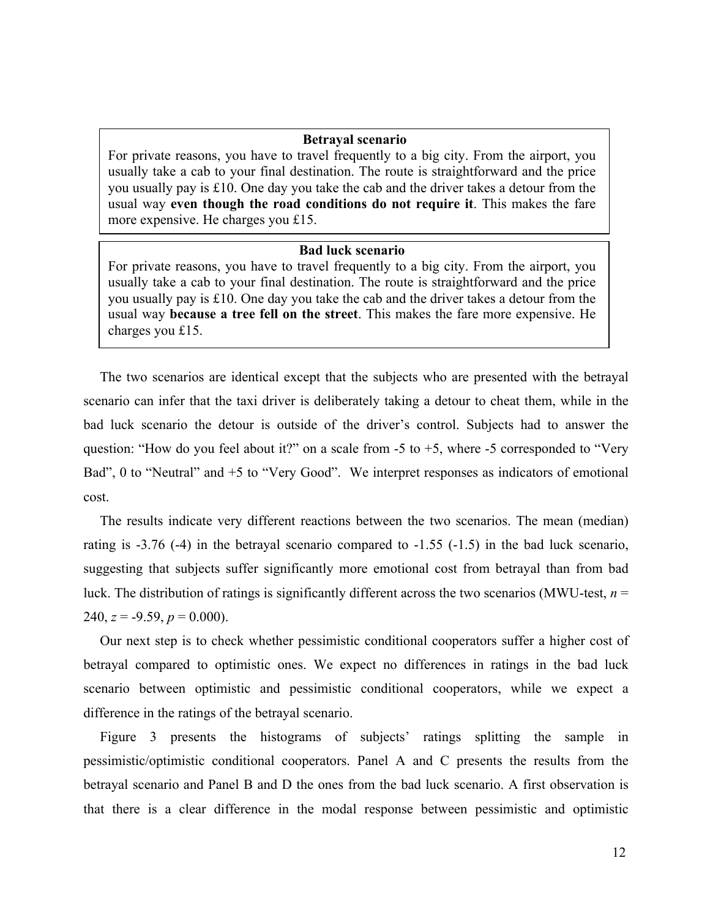**Betrayal scenario**

For private reasons, you have to travel frequently to a big city. From the airport, you usually take a cab to your final destination. The route is straightforward and the price you usually pay is £10. One day you take the cab and the driver takes a detour from the usual way **even though the road conditions do not require it**. This makes the fare more expensive. He charges you £15.

**Bad luck scenario**

For private reasons, you have to travel frequently to a big city. From the airport, you usually take a cab to your final destination. The route is straightforward and the price you usually pay is £10. One day you take the cab and the driver takes a detour from the usual way **because a tree fell on the street**. This makes the fare more expensive. He charges you £15.

The two scenarios are identical except that the subjects who are presented with the betrayal scenario can infer that the taxi driver is deliberately taking a detour to cheat them, while in the bad luck scenario the detour is outside of the driver's control. Subjects had to answer the question: "How do you feel about it?" on a scale from -5 to +5, where -5 corresponded to "Very Bad", 0 to "Neutral" and +5 to "Very Good". We interpret responses as indicators of emotional cost.

The results indicate very different reactions between the two scenarios. The mean (median) rating is -3.76 (-4) in the betrayal scenario compared to -1.55 (-1.5) in the bad luck scenario, suggesting that subjects suffer significantly more emotional cost from betrayal than from bad luck. The distribution of ratings is significantly different across the two scenarios (MWU-test, $n$ = 240, $z$ = -9.59, $p$ = 0.000).

Our next step is to check whether pessimistic conditional cooperators suffer a higher cost of betrayal compared to optimistic ones. We expect no differences in ratings in the bad luck scenario between optimistic and pessimistic conditional cooperators, while we expect a difference in the ratings of the betrayal scenario.

Figure 3 presents the histograms of subjects' ratings splitting the sample in pessimistic/optimistic conditional cooperators. Panel A and C presents the results from the betrayal scenario and Panel B and D the ones from the bad luck scenario. A first observation is that there is a clear difference in the modal response between pessimistic and optimistic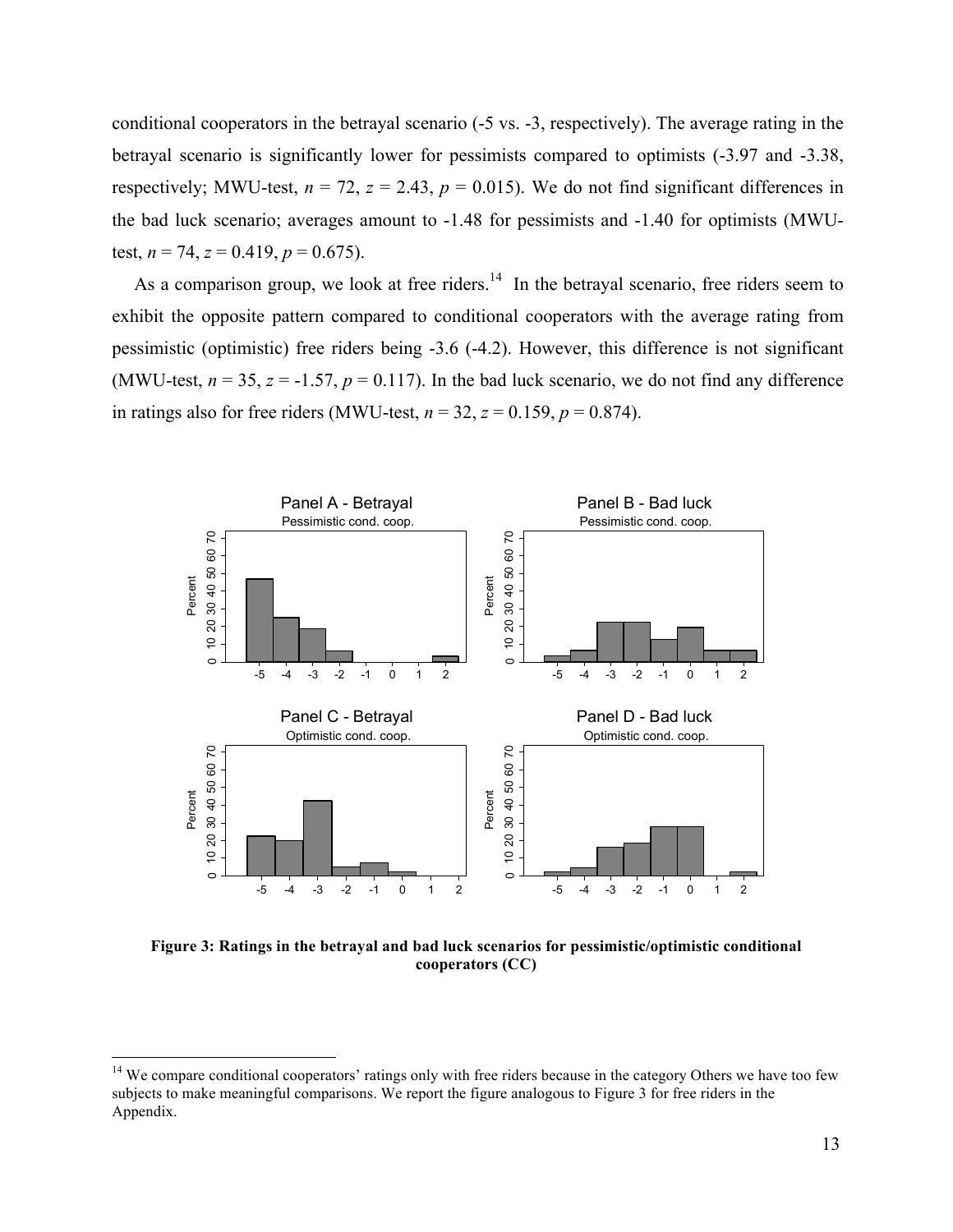conditional cooperators in the betrayal scenario (-5 vs. -3, respectively). The average rating in the betrayal scenario is significantly lower for pessimists compared to optimists (-3.97 and -3.38, respectively; MWU-test, $n$ = 72, $z$ = 2.43, $p$ = 0.015). We do not find significant differences in the bad luck scenario; averages amount to -1.48 for pessimists and -1.40 for optimists (MWU-test, $n$ = 74, $z$ = 0.419, $p$ = 0.675).

As a comparison group, we look at free riders.[14] In the betrayal scenario, free riders seem to exhibit the opposite pattern compared to conditional cooperators with the average rating from pessimistic (optimistic) free riders being -3.6 (-4.2). However, this difference is not significant (MWU-test, $n$ = 35, $z$ = -1.57, $p$ = 0.117). In the bad luck scenario, we do not find any difference in ratings also for free riders (MWU-test, $n$ = 32, $z$ = 0.159, $p$ = 0.874).

**Figure 3: Ratings in the betrayal and bad luck scenarios for pessimistic/optimistic conditional cooperators (CC)**

[14] We compare conditional cooperators' ratings only with free riders because in the category Others we have too few subjects to make meaningful comparisons. We report the figure analogous to Figure 3 for free riders in the Appendix.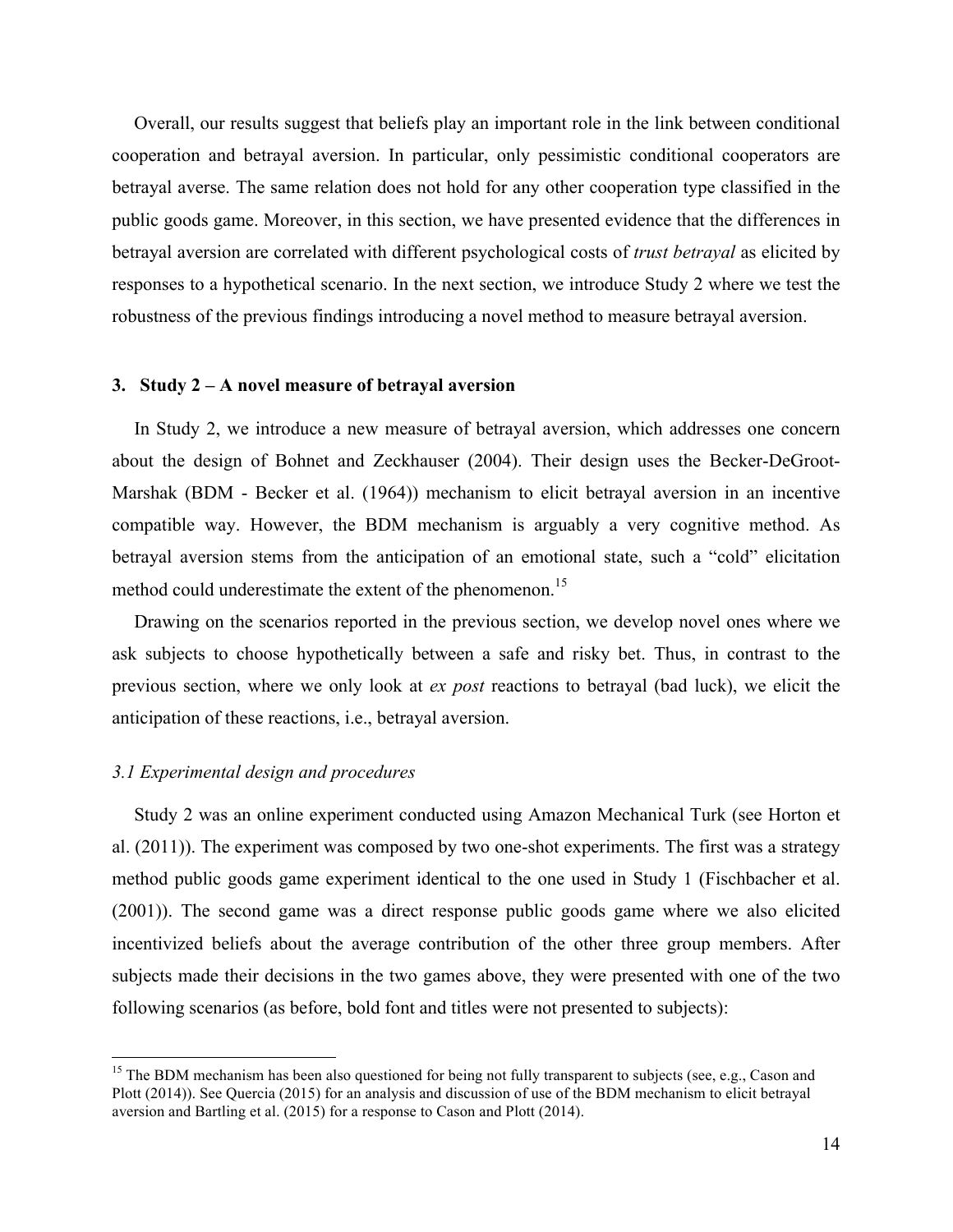Overall, our results suggest that beliefs play an important role in the link between conditional cooperation and betrayal aversion. In particular, only pessimistic conditional cooperators are betrayal averse. The same relation does not hold for any other cooperation type classified in the public goods game. Moreover, in this section, we have presented evidence that the differences in betrayal aversion are correlated with different psychological costs of *trust betrayal* as elicited by responses to a hypothetical scenario. In the next section, we introduce Study 2 where we test the robustness of the previous findings introducing a novel method to measure betrayal aversion.

## 3. Study 2 – A novel measure of betrayal aversion

In Study 2, we introduce a new measure of betrayal aversion, which addresses one concern about the design of Bohnet and Zeckhauser (2004). Their design uses the Becker-DeGroot-Marshak (BDM - Becker et al. (1964)) mechanism to elicit betrayal aversion in an incentive compatible way. However, the BDM mechanism is arguably a very cognitive method. As betrayal aversion stems from the anticipation of an emotional state, such a "cold" elicitation method could underestimate the extent of the phenomenon.[15]

Drawing on the scenarios reported in the previous section, we develop novel ones where we ask subjects to choose hypothetically between a safe and risky bet. Thus, in contrast to the previous section, where we only look at *ex post* reactions to betrayal (bad luck), we elicit the anticipation of these reactions, i.e., betrayal aversion.

### *3.1 Experimental design and procedures*

Study 2 was an online experiment conducted using Amazon Mechanical Turk (see Horton et al. (2011)). The experiment was composed by two one-shot experiments. The first was a strategy method public goods game experiment identical to the one used in Study 1 (Fischbacher et al. (2001)). The second game was a direct response public goods game where we also elicited incentivized beliefs about the average contribution of the other three group members. After subjects made their decisions in the two games above, they were presented with one of the two following scenarios (as before, bold font and titles were not presented to subjects):

---

[15] The BDM mechanism has been also questioned for being not fully transparent to subjects (see, e.g., Cason and Plott (2014)). See Quercia (2015) for an analysis and discussion of use of the BDM mechanism to elicit betrayal aversion and Bartling et al. (2015) for a response to Cason and Plott (2014).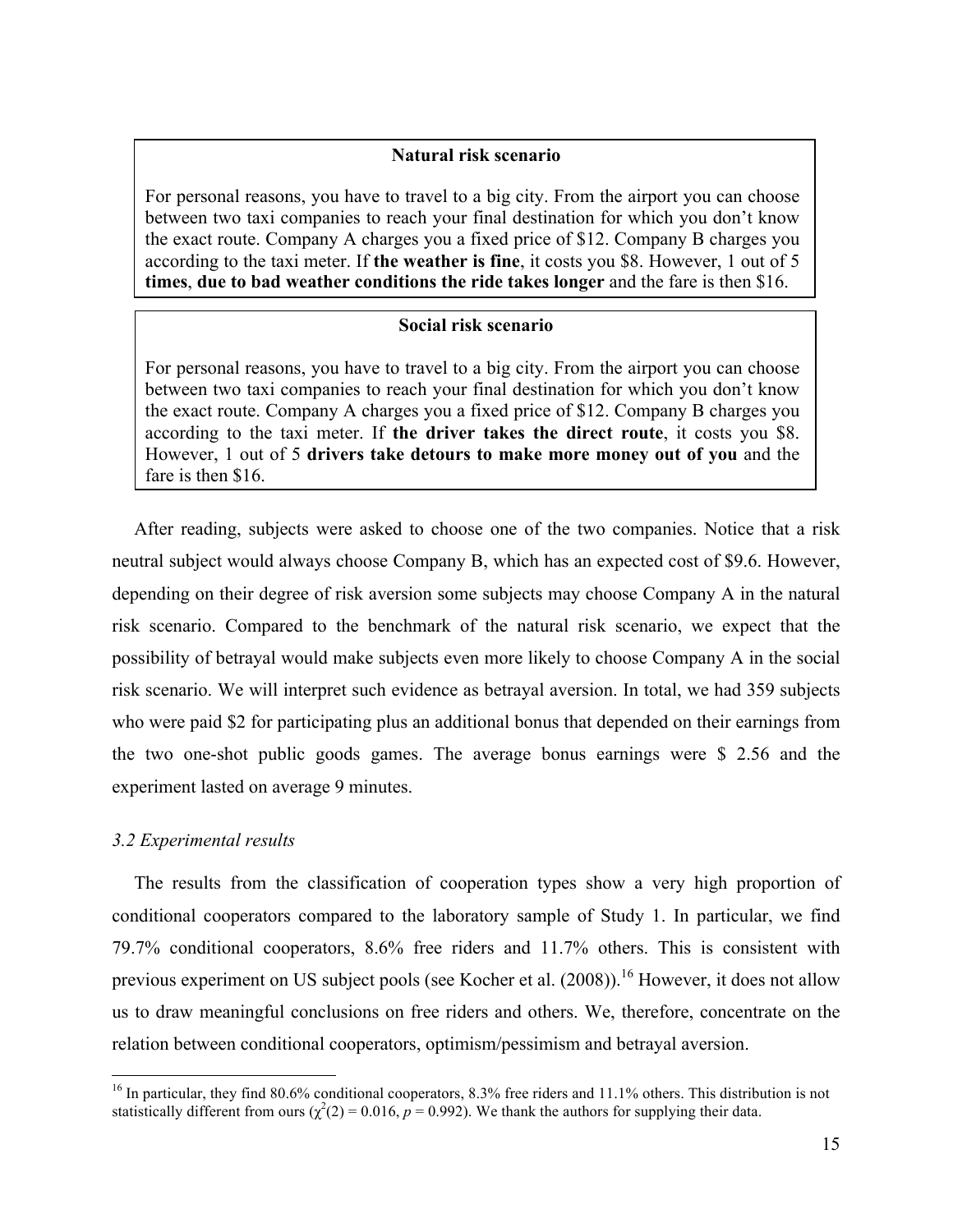**Natural risk scenario**

For personal reasons, you have to travel to a big city. From the airport you can choose between two taxi companies to reach your final destination for which you don't know the exact route. Company A charges you a fixed price of $12. Company B charges you according to the taxi meter. If **the weather is fine**, it costs you $8. However, 1 out of 5 **times**, **due to bad weather conditions the ride takes longer** and the fare is then $16.

**Social risk scenario**

For personal reasons, you have to travel to a big city. From the airport you can choose between two taxi companies to reach your final destination for which you don't know the exact route. Company A charges you a fixed price of $12. Company B charges you according to the taxi meter. If **the driver takes the direct route**, it costs you $8. However, 1 out of 5 **drivers take detours to make more money out of you** and the fare is then $16.

After reading, subjects were asked to choose one of the two companies. Notice that a risk neutral subject would always choose Company B, which has an expected cost of $9.6. However, depending on their degree of risk aversion some subjects may choose Company A in the natural risk scenario. Compared to the benchmark of the natural risk scenario, we expect that the possibility of betrayal would make subjects even more likely to choose Company A in the social risk scenario. We will interpret such evidence as betrayal aversion. In total, we had 359 subjects who were paid $2 for participating plus an additional bonus that depended on their earnings from the two one-shot public goods games. The average bonus earnings were $ 2.56 and the experiment lasted on average 9 minutes.

### *3.2 Experimental results*

The results from the classification of cooperation types show a very high proportion of conditional cooperators compared to the laboratory sample of Study 1. In particular, we find 79.7% conditional cooperators, 8.6% free riders and 11.7% others. This is consistent with previous experiment on US subject pools (see Kocher et al. (2008)).[16] However, it does not allow us to draw meaningful conclusions on free riders and others. We, therefore, concentrate on the relation between conditional cooperators, optimism/pessimism and betrayal aversion.

[16] In particular, they find 80.6% conditional cooperators, 8.3% free riders and 11.1% others. This distribution is not statistically different from ours ($\chi^2(2) = 0.016$, $p = 0.992$). We thank the authors for supplying their data.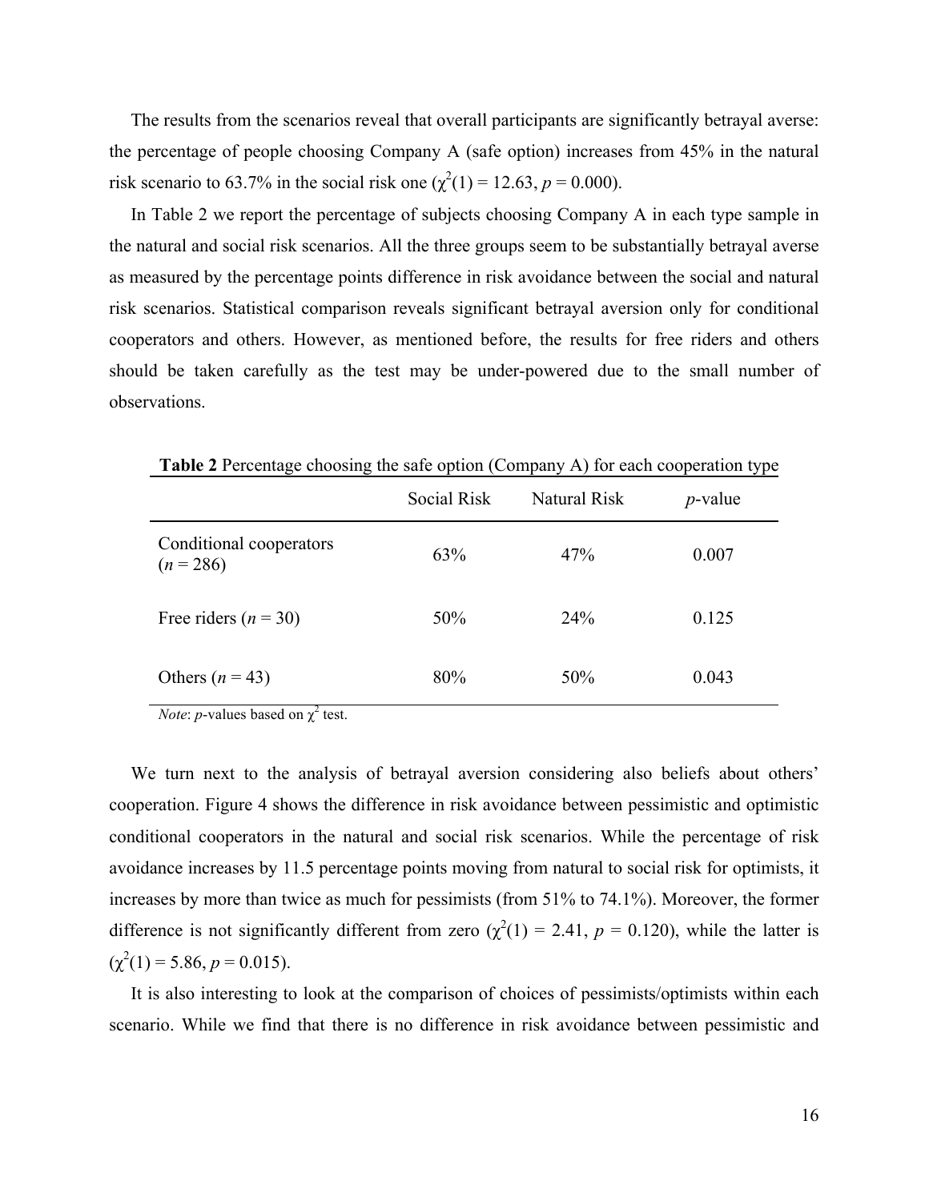The results from the scenarios reveal that overall participants are significantly betrayal averse: the percentage of people choosing Company A (safe option) increases from 45% in the natural risk scenario to 63.7% in the social risk one ($\chi^2(1) = 12.63$, $p = 0.000$).

In Table 2 we report the percentage of subjects choosing Company A in each type sample in the natural and social risk scenarios. All the three groups seem to be substantially betrayal averse as measured by the percentage points difference in risk avoidance between the social and natural risk scenarios. Statistical comparison reveals significant betrayal aversion only for conditional cooperators and others. However, as mentioned before, the results for free riders and others should be taken carefully as the test may be under-powered due to the small number of observations.

**Table 2** Percentage choosing the safe option (Company A) for each cooperation type

| | Social Risk | Natural Risk | *p*-value |
|---|---|---|---|
| Conditional cooperators ($n = 286$) | 63% | 47% | 0.007 |
| Free riders ($n = 30$) | 50% | 24% | 0.125 |
| Others ($n = 43$) | 80% | 50% | 0.043 |

*Note*: *p*-values based on $\chi^2$ test.

We turn next to the analysis of betrayal aversion considering also beliefs about others' cooperation. Figure 4 shows the difference in risk avoidance between pessimistic and optimistic conditional cooperators in the natural and social risk scenarios. While the percentage of risk avoidance increases by 11.5 percentage points moving from natural to social risk for optimists, it increases by more than twice as much for pessimists (from 51% to 74.1%). Moreover, the former difference is not significantly different from zero ($\chi^2(1) = 2.41$, $p = 0.120$), while the latter is ($\chi^2(1) = 5.86$, $p = 0.015$).

It is also interesting to look at the comparison of choices of pessimists/optimists within each scenario. While we find that there is no difference in risk avoidance between pessimistic and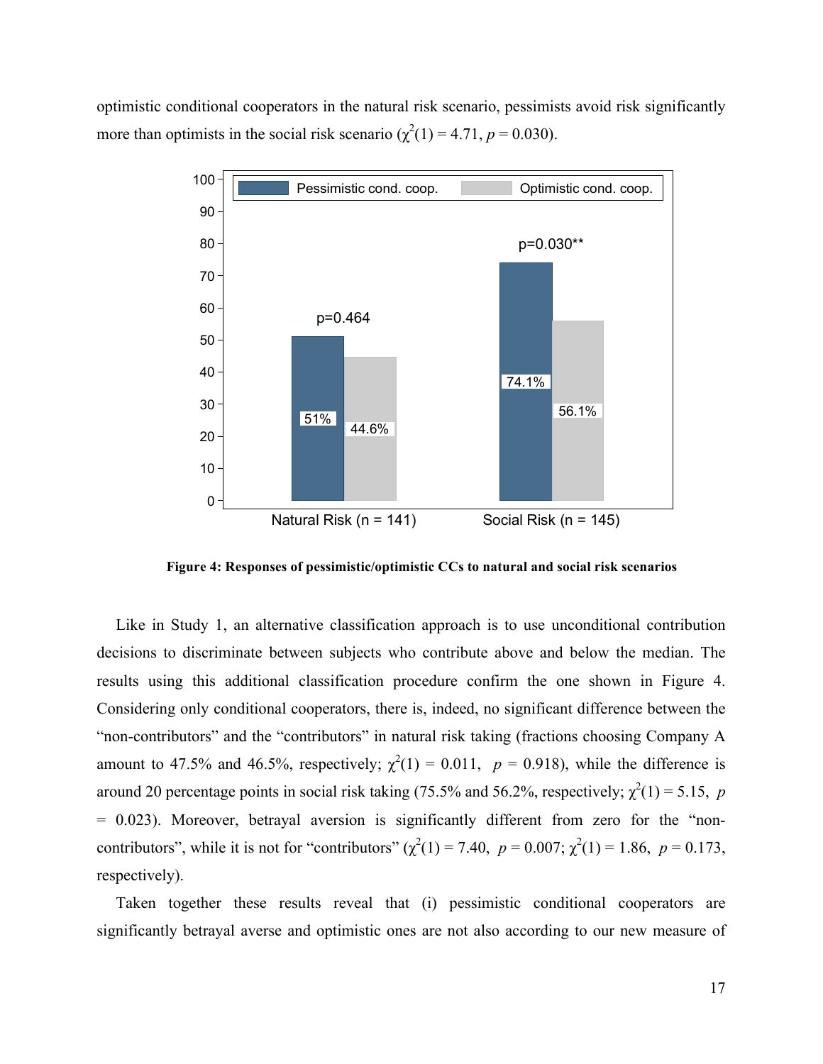optimistic conditional cooperators in the natural risk scenario, pessimists avoid risk significantly more than optimists in the social risk scenario ($\chi^2(1) = 4.71$, $p = 0.030$).

**Figure 4: Responses of pessimistic/optimistic CCs to natural and social risk scenarios**

Like in Study 1, an alternative classification approach is to use unconditional contribution decisions to discriminate between subjects who contribute above and below the median. The results using this additional classification procedure confirm the one shown in Figure 4. Considering only conditional cooperators, there is, indeed, no significant difference between the "non-contributors" and the "contributors" in natural risk taking (fractions choosing Company A amount to 47.5% and 46.5%, respectively; $\chi^2(1) = 0.011$, $p = 0.918$), while the difference is around 20 percentage points in social risk taking (75.5% and 56.2%, respectively; $\chi^2(1) = 5.15$, $p = 0.023$). Moreover, betrayal aversion is significantly different from zero for the "non-contributors", while it is not for "contributors" ($\chi^2(1) = 7.40$, $p = 0.007$; $\chi^2(1) = 1.86$, $p = 0.173$, respectively).

Taken together these results reveal that (i) pessimistic conditional cooperators are significantly betrayal averse and optimistic ones are not also according to our new measure of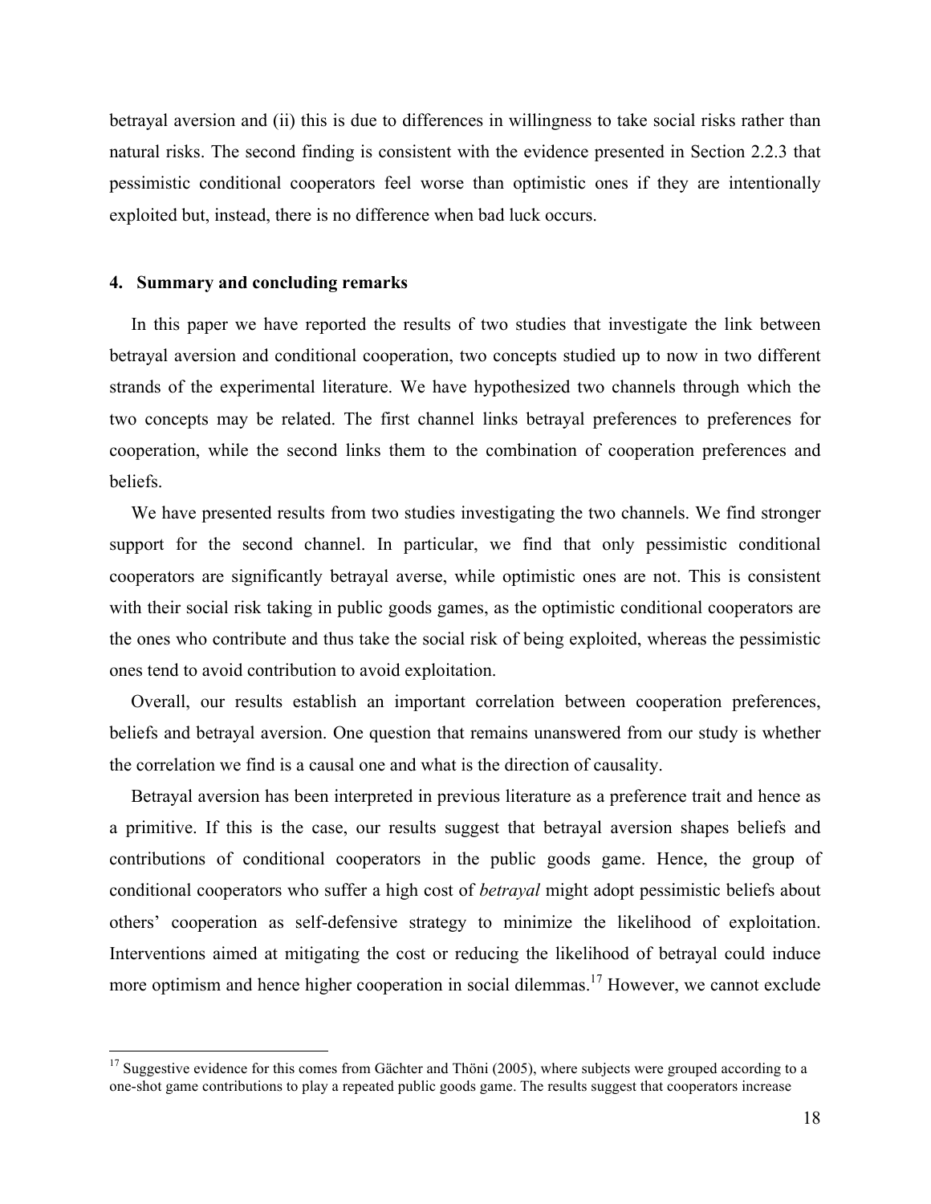betrayal aversion and (ii) this is due to differences in willingness to take social risks rather than natural risks. The second finding is consistent with the evidence presented in Section 2.2.3 that pessimistic conditional cooperators feel worse than optimistic ones if they are intentionally exploited but, instead, there is no difference when bad luck occurs.

## 4. Summary and concluding remarks

In this paper we have reported the results of two studies that investigate the link between betrayal aversion and conditional cooperation, two concepts studied up to now in two different strands of the experimental literature. We have hypothesized two channels through which the two concepts may be related. The first channel links betrayal preferences to preferences for cooperation, while the second links them to the combination of cooperation preferences and beliefs.

We have presented results from two studies investigating the two channels. We find stronger support for the second channel. In particular, we find that only pessimistic conditional cooperators are significantly betrayal averse, while optimistic ones are not. This is consistent with their social risk taking in public goods games, as the optimistic conditional cooperators are the ones who contribute and thus take the social risk of being exploited, whereas the pessimistic ones tend to avoid contribution to avoid exploitation.

Overall, our results establish an important correlation between cooperation preferences, beliefs and betrayal aversion. One question that remains unanswered from our study is whether the correlation we find is a causal one and what is the direction of causality.

Betrayal aversion has been interpreted in previous literature as a preference trait and hence as a primitive. If this is the case, our results suggest that betrayal aversion shapes beliefs and contributions of conditional cooperators in the public goods game. Hence, the group of conditional cooperators who suffer a high cost of *betrayal* might adopt pessimistic beliefs about others' cooperation as self-defensive strategy to minimize the likelihood of exploitation. Interventions aimed at mitigating the cost or reducing the likelihood of betrayal could induce more optimism and hence higher cooperation in social dilemmas.[17] However, we cannot exclude

[17] Suggestive evidence for this comes from Gächter and Thöni (2005), where subjects were grouped according to a one-shot game contributions to play a repeated public goods game. The results suggest that cooperators increase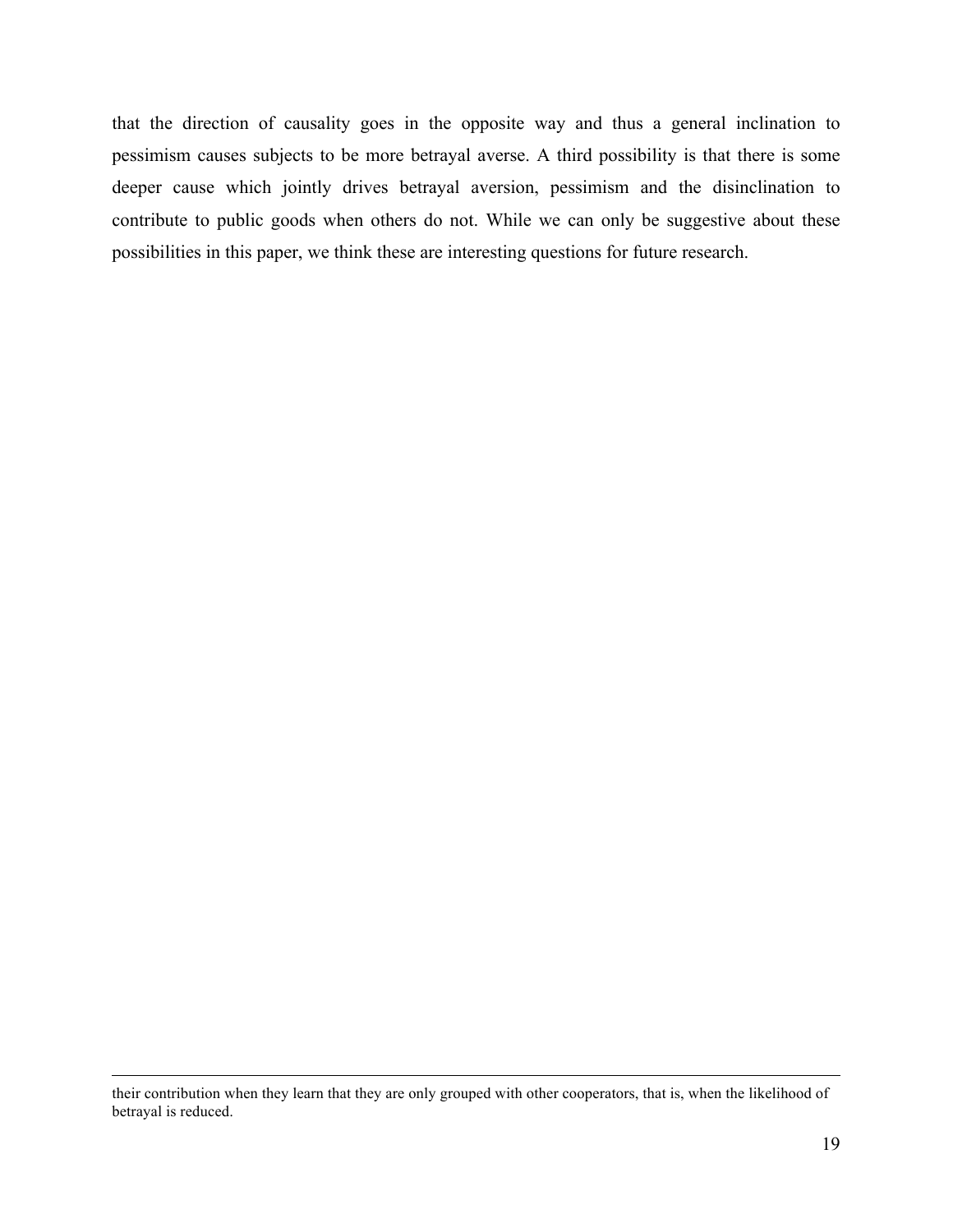that the direction of causality goes in the opposite way and thus a general inclination to pessimism causes subjects to be more betrayal averse. A third possibility is that there is some deeper cause which jointly drives betrayal aversion, pessimism and the disinclination to contribute to public goods when others do not. While we can only be suggestive about these possibilities in this paper, we think these are interesting questions for future research.

---

their contribution when they learn that they are only grouped with other cooperators, that is, when the likelihood of betrayal is reduced.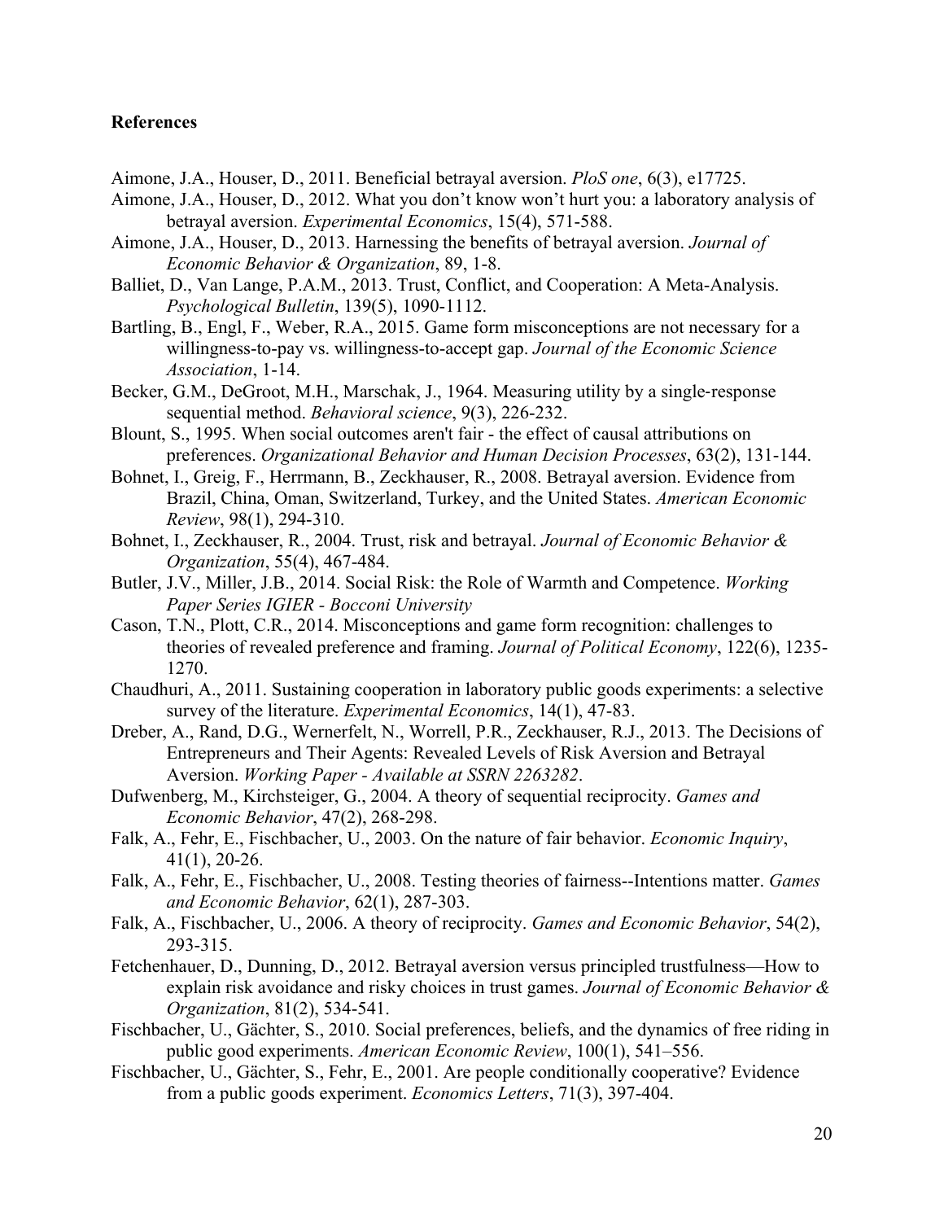**References**

Aimone, J.A., Houser, D., 2011. Beneficial betrayal aversion. *PloS one*, 6(3), e17725.

Aimone, J.A., Houser, D., 2012. What you don't know won't hurt you: a laboratory analysis of betrayal aversion. *Experimental Economics*, 15(4), 571-588.

Aimone, J.A., Houser, D., 2013. Harnessing the benefits of betrayal aversion. *Journal of Economic Behavior & Organization*, 89, 1-8.

Balliet, D., Van Lange, P.A.M., 2013. Trust, Conflict, and Cooperation: A Meta-Analysis. *Psychological Bulletin*, 139(5), 1090-1112.

Bartling, B., Engl, F., Weber, R.A., 2015. Game form misconceptions are not necessary for a willingness-to-pay vs. willingness-to-accept gap. *Journal of the Economic Science Association*, 1-14.

Becker, G.M., DeGroot, M.H., Marschak, J., 1964. Measuring utility by a single-response sequential method. *Behavioral science*, 9(3), 226-232.

Blount, S., 1995. When social outcomes aren't fair - the effect of causal attributions on preferences. *Organizational Behavior and Human Decision Processes*, 63(2), 131-144.

Bohnet, I., Greig, F., Herrmann, B., Zeckhauser, R., 2008. Betrayal aversion. Evidence from Brazil, China, Oman, Switzerland, Turkey, and the United States. *American Economic Review*, 98(1), 294-310.

Bohnet, I., Zeckhauser, R., 2004. Trust, risk and betrayal. *Journal of Economic Behavior & Organization*, 55(4), 467-484.

Butler, J.V., Miller, J.B., 2014. Social Risk: the Role of Warmth and Competence. *Working Paper Series IGIER - Bocconi University*

Cason, T.N., Plott, C.R., 2014. Misconceptions and game form recognition: challenges to theories of revealed preference and framing. *Journal of Political Economy*, 122(6), 1235-1270.

Chaudhuri, A., 2011. Sustaining cooperation in laboratory public goods experiments: a selective survey of the literature. *Experimental Economics*, 14(1), 47-83.

Dreber, A., Rand, D.G., Wernerfelt, N., Worrell, P.R., Zeckhauser, R.J., 2013. The Decisions of Entrepreneurs and Their Agents: Revealed Levels of Risk Aversion and Betrayal Aversion. *Working Paper - Available at SSRN 2263282*.

Dufwenberg, M., Kirchsteiger, G., 2004. A theory of sequential reciprocity. *Games and Economic Behavior*, 47(2), 268-298.

Falk, A., Fehr, E., Fischbacher, U., 2003. On the nature of fair behavior. *Economic Inquiry*, 41(1), 20-26.

Falk, A., Fehr, E., Fischbacher, U., 2008. Testing theories of fairness--Intentions matter. *Games and Economic Behavior*, 62(1), 287-303.

Falk, A., Fischbacher, U., 2006. A theory of reciprocity. *Games and Economic Behavior*, 54(2), 293-315.

Fetchenhauer, D., Dunning, D., 2012. Betrayal aversion versus principled trustfulness—How to explain risk avoidance and risky choices in trust games. *Journal of Economic Behavior & Organization*, 81(2), 534-541.

Fischbacher, U., Gächter, S., 2010. Social preferences, beliefs, and the dynamics of free riding in public good experiments. *American Economic Review*, 100(1), 541–556.

Fischbacher, U., Gächter, S., Fehr, E., 2001. Are people conditionally cooperative? Evidence from a public goods experiment. *Economics Letters*, 71(3), 397-404.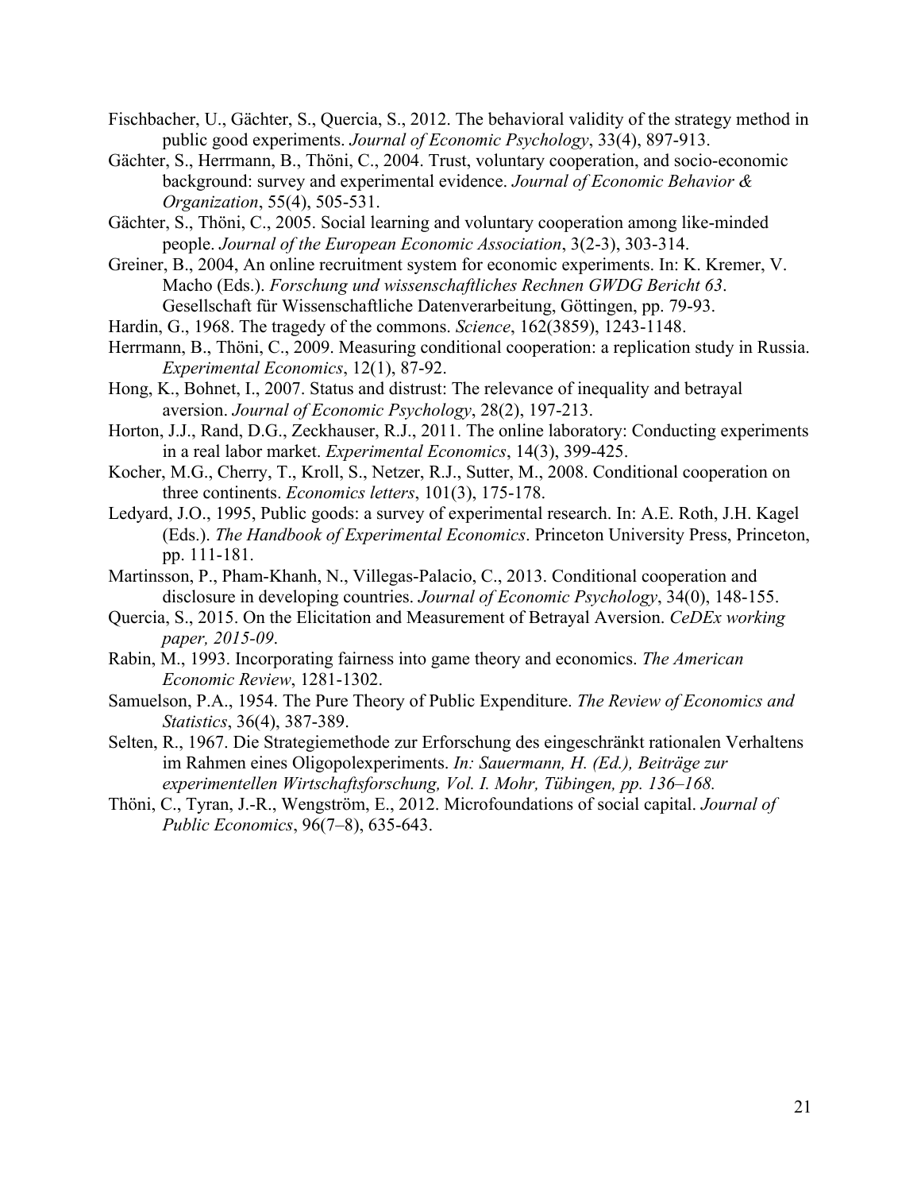Fischbacher, U., Gächter, S., Quercia, S., 2012. The behavioral validity of the strategy method in public good experiments. *Journal of Economic Psychology*, 33(4), 897-913.

Gächter, S., Herrmann, B., Thöni, C., 2004. Trust, voluntary cooperation, and socio-economic background: survey and experimental evidence. *Journal of Economic Behavior & Organization*, 55(4), 505-531.

Gächter, S., Thöni, C., 2005. Social learning and voluntary cooperation among like-minded people. *Journal of the European Economic Association*, 3(2-3), 303-314.

Greiner, B., 2004, An online recruitment system for economic experiments. In: K. Kremer, V. Macho (Eds.). *Forschung und wissenschaftliches Rechnen GWDG Bericht 63*. Gesellschaft für Wissenschaftliche Datenverarbeitung, Göttingen, pp. 79-93.

Hardin, G., 1968. The tragedy of the commons. *Science*, 162(3859), 1243-1148.

Herrmann, B., Thöni, C., 2009. Measuring conditional cooperation: a replication study in Russia. *Experimental Economics*, 12(1), 87-92.

Hong, K., Bohnet, I., 2007. Status and distrust: The relevance of inequality and betrayal aversion. *Journal of Economic Psychology*, 28(2), 197-213.

Horton, J.J., Rand, D.G., Zeckhauser, R.J., 2011. The online laboratory: Conducting experiments in a real labor market. *Experimental Economics*, 14(3), 399-425.

Kocher, M.G., Cherry, T., Kroll, S., Netzer, R.J., Sutter, M., 2008. Conditional cooperation on three continents. *Economics letters*, 101(3), 175-178.

Ledyard, J.O., 1995, Public goods: a survey of experimental research. In: A.E. Roth, J.H. Kagel (Eds.). *The Handbook of Experimental Economics*. Princeton University Press, Princeton, pp. 111-181.

Martinsson, P., Pham-Khanh, N., Villegas-Palacio, C., 2013. Conditional cooperation and disclosure in developing countries. *Journal of Economic Psychology*, 34(0), 148-155.

Quercia, S., 2015. On the Elicitation and Measurement of Betrayal Aversion. *CeDEx working paper, 2015-09*.

Rabin, M., 1993. Incorporating fairness into game theory and economics. *The American Economic Review*, 1281-1302.

Samuelson, P.A., 1954. The Pure Theory of Public Expenditure. *The Review of Economics and Statistics*, 36(4), 387-389.

Selten, R., 1967. Die Strategiemethode zur Erforschung des eingeschränkt rationalen Verhaltens im Rahmen eines Oligopolexperiments. *In: Sauermann, H. (Ed.), Beiträge zur experimentellen Wirtschaftsforschung, Vol. I. Mohr, Tübingen, pp. 136–168.*

Thöni, C., Tyran, J.-R., Wengström, E., 2012. Microfoundations of social capital. *Journal of Public Economics*, 96(7–8), 635-643.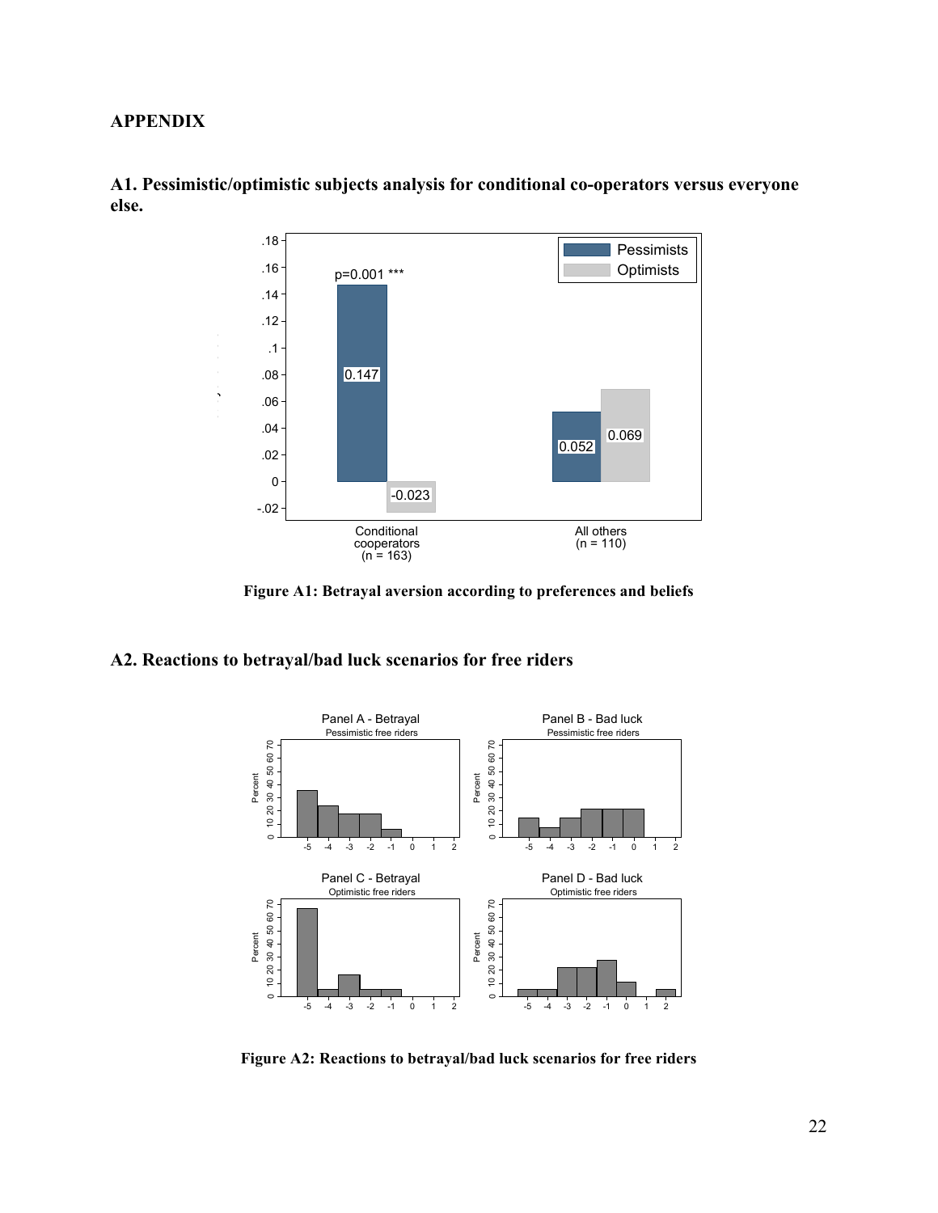# APPENDIX

## A1. Pessimistic/optimistic subjects analysis for conditional co-operators versus everyone else.

**Figure A1: Betrayal aversion according to preferences and beliefs**

## A2. Reactions to betrayal/bad luck scenarios for free riders

**Figure A2: Reactions to betrayal/bad luck scenarios for free riders**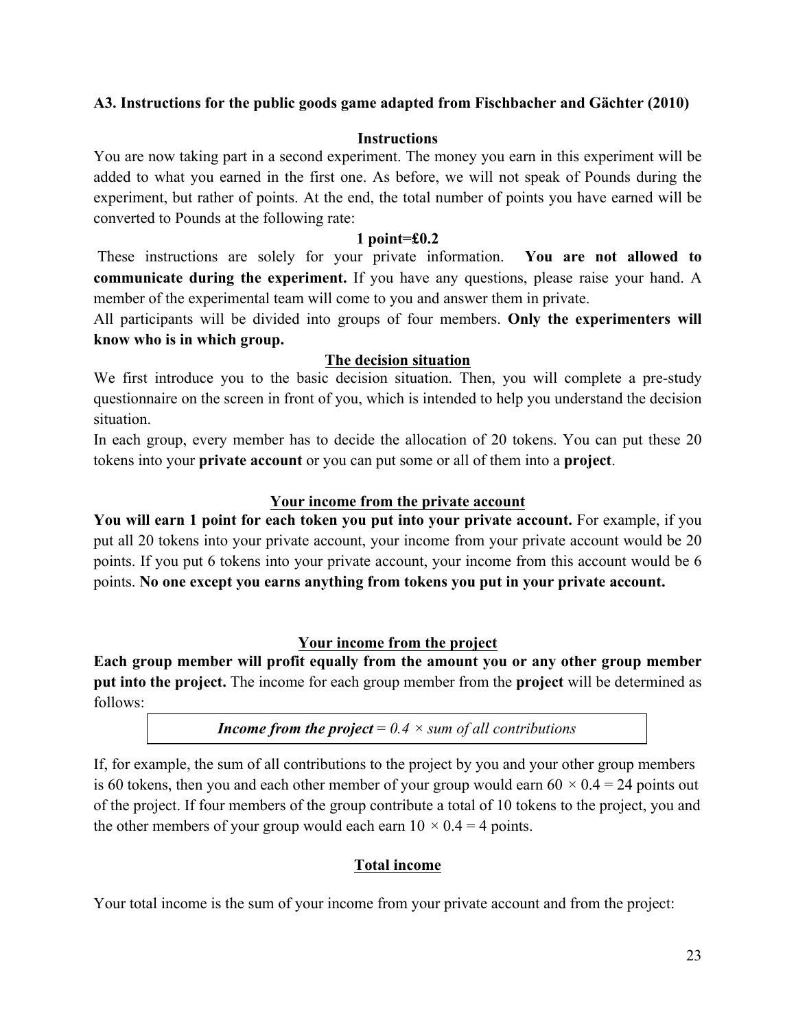### A3. Instructions for the public goods game adapted from Fischbacher and Gächter (2010)

**Instructions**

You are now taking part in a second experiment. The money you earn in this experiment will be added to what you earned in the first one. As before, we will not speak of Pounds during the experiment, but rather of points. At the end, the total number of points you have earned will be converted to Pounds at the following rate:

**1 point=£0.2**

These instructions are solely for your private information. **You are not allowed to communicate during the experiment.** If you have any questions, please raise your hand. A member of the experimental team will come to you and answer them in private.

All participants will be divided into groups of four members. **Only the experimenters will know who is in which group.**

**The decision situation**

We first introduce you to the basic decision situation. Then, you will complete a pre-study questionnaire on the screen in front of you, which is intended to help you understand the decision situation.

In each group, every member has to decide the allocation of 20 tokens. You can put these 20 tokens into your **private account** or you can put some or all of them into a **project**.

**Your income from the private account**

**You will earn 1 point for each token you put into your private account.** For example, if you put all 20 tokens into your private account, your income from your private account would be 20 points. If you put 6 tokens into your private account, your income from this account would be 6 points. **No one except you earns anything from tokens you put in your private account.**

**Your income from the project**

**Each group member will profit equally from the amount you or any other group member put into the project.** The income for each group member from the **project** will be determined as follows:

***Income from the project*** *= 0.4 × sum of all contributions*

If, for example, the sum of all contributions to the project by you and your other group members is 60 tokens, then you and each other member of your group would earn $60 \times 0.4 = 24$ points out of the project. If four members of the group contribute a total of 10 tokens to the project, you and the other members of your group would each earn $10 \times 0.4 = 4$ points.

**Total income**

Your total income is the sum of your income from your private account and from the project: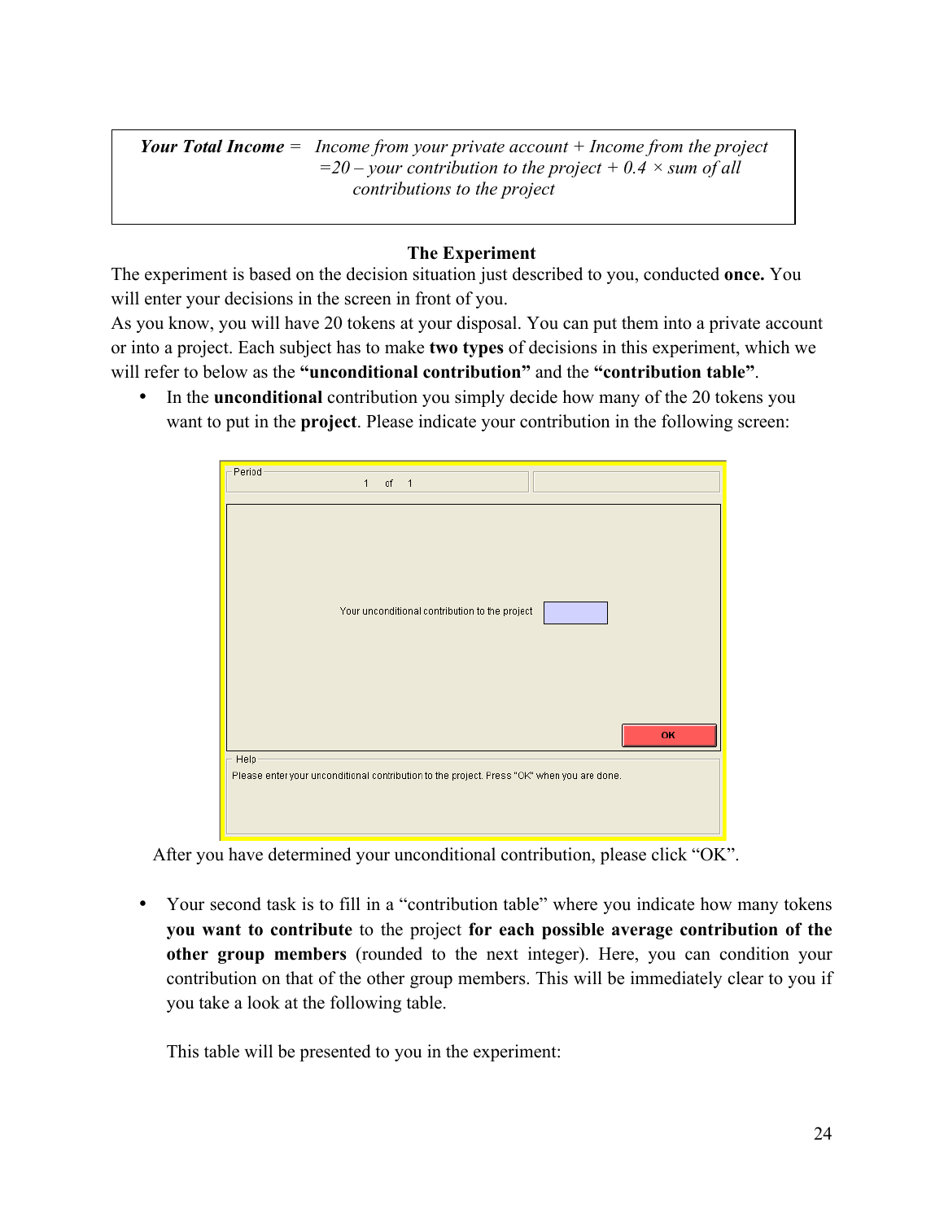***Your Total Income*** = *Income from your private account + Income from the project* $= 20 -$ *your contribution to the project* $+ 0.4 \times$ *sum of all contributions to the project*

**The Experiment**

The experiment is based on the decision situation just described to you, conducted **once.** You will enter your decisions in the screen in front of you.

As you know, you will have 20 tokens at your disposal. You can put them into a private account or into a project. Each subject has to make **two types** of decisions in this experiment, which we will refer to below as the **"unconditional contribution"** and the **"contribution table"**.

- In the **unconditional** contribution you simply decide how many of the 20 tokens you want to put in the **project**. Please indicate your contribution in the following screen:

Period
1 of 1

Your unconditional contribution to the project

OK

Help
Please enter your unconditional contribution to the project. Press "OK" when you are done.

After you have determined your unconditional contribution, please click "OK".

- Your second task is to fill in a "contribution table" where you indicate how many tokens **you want to contribute** to the project **for each possible average contribution of the other group members** (rounded to the next integer). Here, you can condition your contribution on that of the other group members. This will be immediately clear to you if you take a look at the following table.

  This table will be presented to you in the experiment: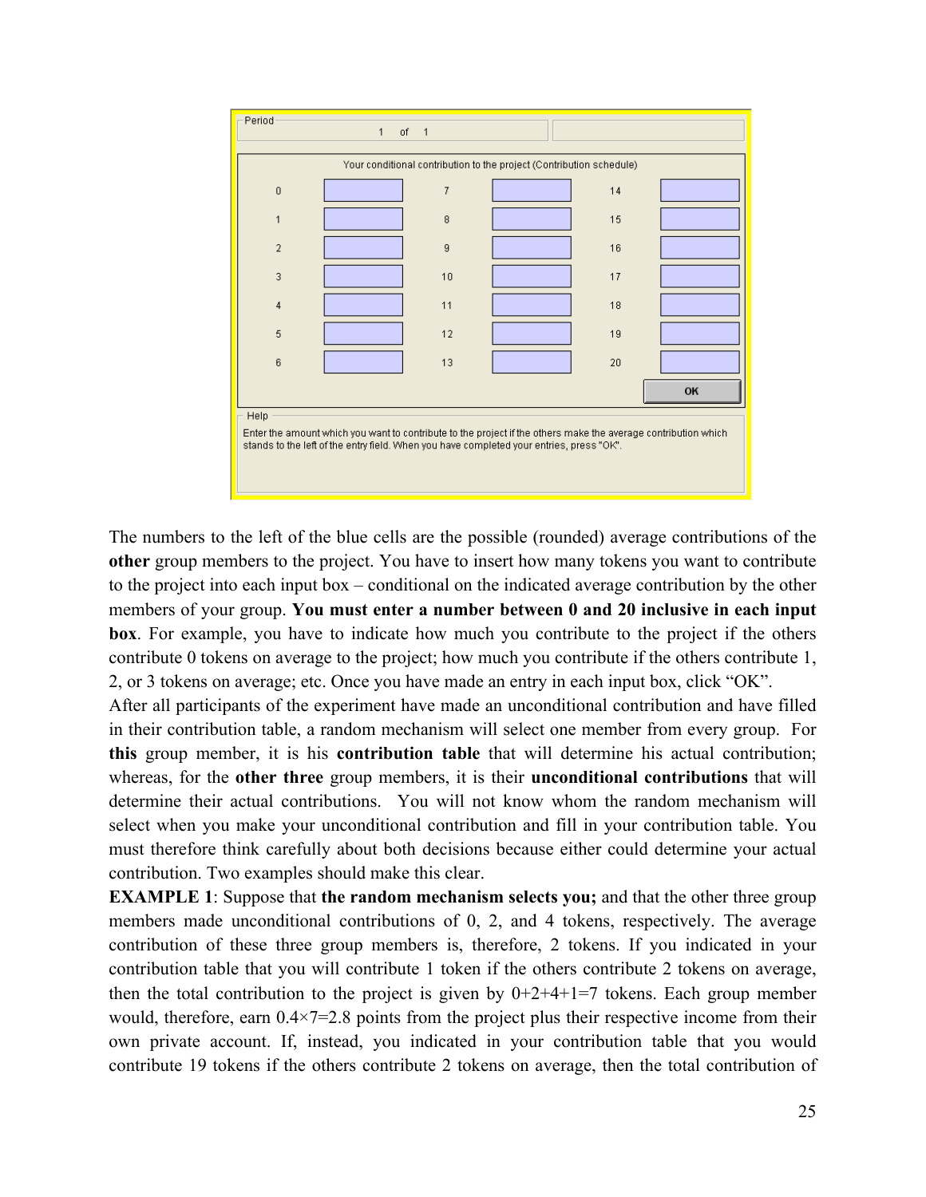Period

1 of 1

Your conditional contribution to the project (Contribution schedule)

| | | | | | |
|---|---|---|---|---|---|
| 0 | | 7 | | 14 | |
| 1 | | 8 | | 15 | |
| 2 | | 9 | | 16 | |
| 3 | | 10 | | 17 | |
| 4 | | 11 | | 18 | |
| 5 | | 12 | | 19 | |
| 6 | | 13 | | 20 | |

OK

Help

Enter the amount which you want to contribute to the project if the others make the average contribution which stands to the left of the entry field. When you have completed your entries, press "OK".

The numbers to the left of the blue cells are the possible (rounded) average contributions of the **other** group members to the project. You have to insert how many tokens you want to contribute to the project into each input box – conditional on the indicated average contribution by the other members of your group. **You must enter a number between 0 and 20 inclusive in each input box**. For example, you have to indicate how much you contribute to the project if the others contribute 0 tokens on average to the project; how much you contribute if the others contribute 1, 2, or 3 tokens on average; etc. Once you have made an entry in each input box, click "OK".

After all participants of the experiment have made an unconditional contribution and have filled in their contribution table, a random mechanism will select one member from every group. For **this** group member, it is his **contribution table** that will determine his actual contribution; whereas, for the **other three** group members, it is their **unconditional contributions** that will determine their actual contributions. You will not know whom the random mechanism will select when you make your unconditional contribution and fill in your contribution table. You must therefore think carefully about both decisions because either could determine your actual contribution. Two examples should make this clear.

**EXAMPLE 1**: Suppose that **the random mechanism selects you;** and that the other three group members made unconditional contributions of 0, 2, and 4 tokens, respectively. The average contribution of these three group members is, therefore, 2 tokens. If you indicated in your contribution table that you will contribute 1 token if the others contribute 2 tokens on average, then the total contribution to the project is given by 0+2+4+1=7 tokens. Each group member would, therefore, earn 0.4×7=2.8 points from the project plus their respective income from their own private account. If, instead, you indicated in your contribution table that you would contribute 19 tokens if the others contribute 2 tokens on average, then the total contribution of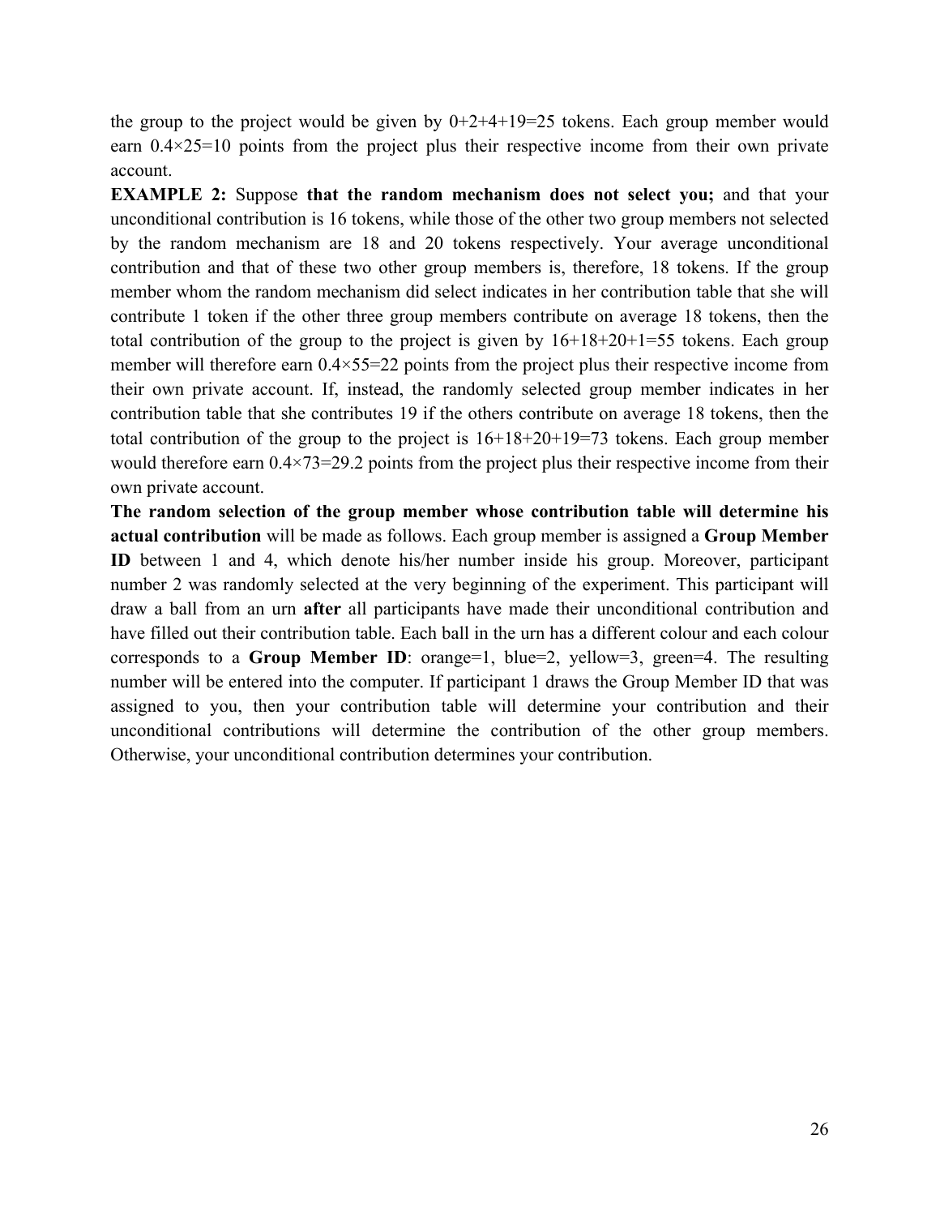the group to the project would be given by 0+2+4+19=25 tokens. Each group member would earn 0.4×25=10 points from the project plus their respective income from their own private account.

**EXAMPLE 2:** Suppose **that the random mechanism does not select you;** and that your unconditional contribution is 16 tokens, while those of the other two group members not selected by the random mechanism are 18 and 20 tokens respectively. Your average unconditional contribution and that of these two other group members is, therefore, 18 tokens. If the group member whom the random mechanism did select indicates in her contribution table that she will contribute 1 token if the other three group members contribute on average 18 tokens, then the total contribution of the group to the project is given by 16+18+20+1=55 tokens. Each group member will therefore earn 0.4×55=22 points from the project plus their respective income from their own private account. If, instead, the randomly selected group member indicates in her contribution table that she contributes 19 if the others contribute on average 18 tokens, then the total contribution of the group to the project is 16+18+20+19=73 tokens. Each group member would therefore earn 0.4×73=29.2 points from the project plus their respective income from their own private account.

**The random selection of the group member whose contribution table will determine his actual contribution** will be made as follows. Each group member is assigned a **Group Member ID** between 1 and 4, which denote his/her number inside his group. Moreover, participant number 2 was randomly selected at the very beginning of the experiment. This participant will draw a ball from an urn **after** all participants have made their unconditional contribution and have filled out their contribution table. Each ball in the urn has a different colour and each colour corresponds to a **Group Member ID**: orange=1, blue=2, yellow=3, green=4. The resulting number will be entered into the computer. If participant 1 draws the Group Member ID that was assigned to you, then your contribution table will determine your contribution and their unconditional contributions will determine the contribution of the other group members. Otherwise, your unconditional contribution determines your contribution.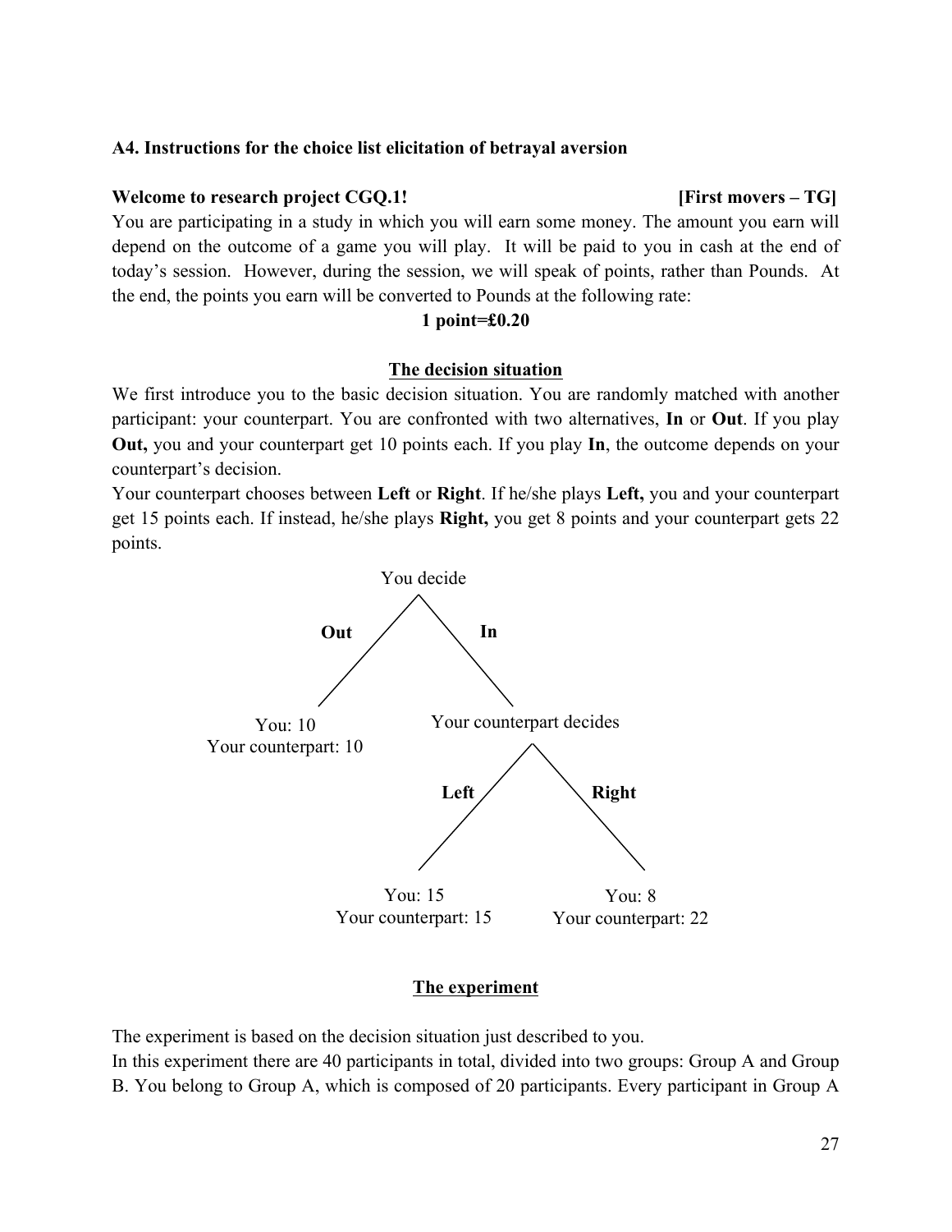### A4. Instructions for the choice list elicitation of betrayal aversion

**Welcome to research project CGQ.1!** **[First movers – TG]**

You are participating in a study in which you will earn some money. The amount you earn will depend on the outcome of a game you will play. It will be paid to you in cash at the end of today's session. However, during the session, we will speak of points, rather than Pounds. At the end, the points you earn will be converted to Pounds at the following rate:

**1 point=£0.20**

**The decision situation**

We first introduce you to the basic decision situation. You are randomly matched with another participant: your counterpart. You are confronted with two alternatives, **In** or **Out**. If you play **Out,** you and your counterpart get 10 points each. If you play **In**, the outcome depends on your counterpart's decision.

Your counterpart chooses between **Left** or **Right**. If he/she plays **Left,** you and your counterpart get 15 points each. If instead, he/she plays **Right,** you get 8 points and your counterpart gets 22 points.

You decide

**Out** → You: 10, Your counterpart: 10

**In** → Your counterpart decides

- **Left** → You: 15, Your counterpart: 15
- **Right** → You: 8, Your counterpart: 22

**The experiment**

The experiment is based on the decision situation just described to you.

In this experiment there are 40 participants in total, divided into two groups: Group A and Group B. You belong to Group A, which is composed of 20 participants. Every participant in Group A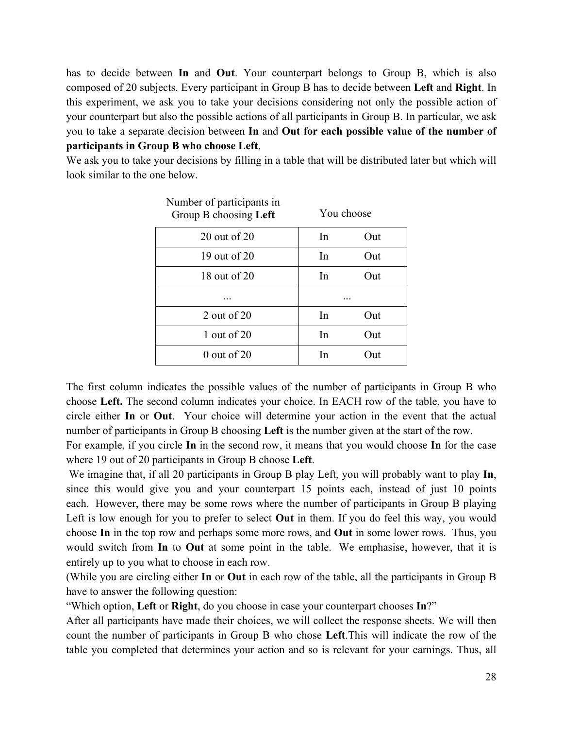has to decide between **In** and **Out**. Your counterpart belongs to Group B, which is also composed of 20 subjects. Every participant in Group B has to decide between **Left** and **Right**. In this experiment, we ask you to take your decisions considering not only the possible action of your counterpart but also the possible actions of all participants in Group B. In particular, we ask you to take a separate decision between **In** and **Out for each possible value of the number of participants in Group B who choose Left**.

We ask you to take your decisions by filling in a table that will be distributed later but which will look similar to the one below.

| Number of participants in Group B choosing **Left** | You choose |
|---|---|
| 20 out of 20 | In Out |
| 19 out of 20 | In Out |
| 18 out of 20 | In Out |
| ... | ... |
| 2 out of 20 | In Out |
| 1 out of 20 | In Out |
| 0 out of 20 | In Out |

The first column indicates the possible values of the number of participants in Group B who choose **Left.** The second column indicates your choice. In EACH row of the table, you have to circle either **In** or **Out**. Your choice will determine your action in the event that the actual number of participants in Group B choosing **Left** is the number given at the start of the row.

For example, if you circle **In** in the second row, it means that you would choose **In** for the case where 19 out of 20 participants in Group B choose **Left**.

We imagine that, if all 20 participants in Group B play Left, you will probably want to play **In**, since this would give you and your counterpart 15 points each, instead of just 10 points each. However, there may be some rows where the number of participants in Group B playing Left is low enough for you to prefer to select **Out** in them. If you do feel this way, you would choose **In** in the top row and perhaps some more rows, and **Out** in some lower rows. Thus, you would switch from **In** to **Out** at some point in the table. We emphasise, however, that it is entirely up to you what to choose in each row.

(While you are circling either **In** or **Out** in each row of the table, all the participants in Group B have to answer the following question:

"Which option, **Left** or **Right**, do you choose in case your counterpart chooses **In**?"

After all participants have made their choices, we will collect the response sheets. We will then count the number of participants in Group B who chose **Left**.This will indicate the row of the table you completed that determines your action and so is relevant for your earnings. Thus, all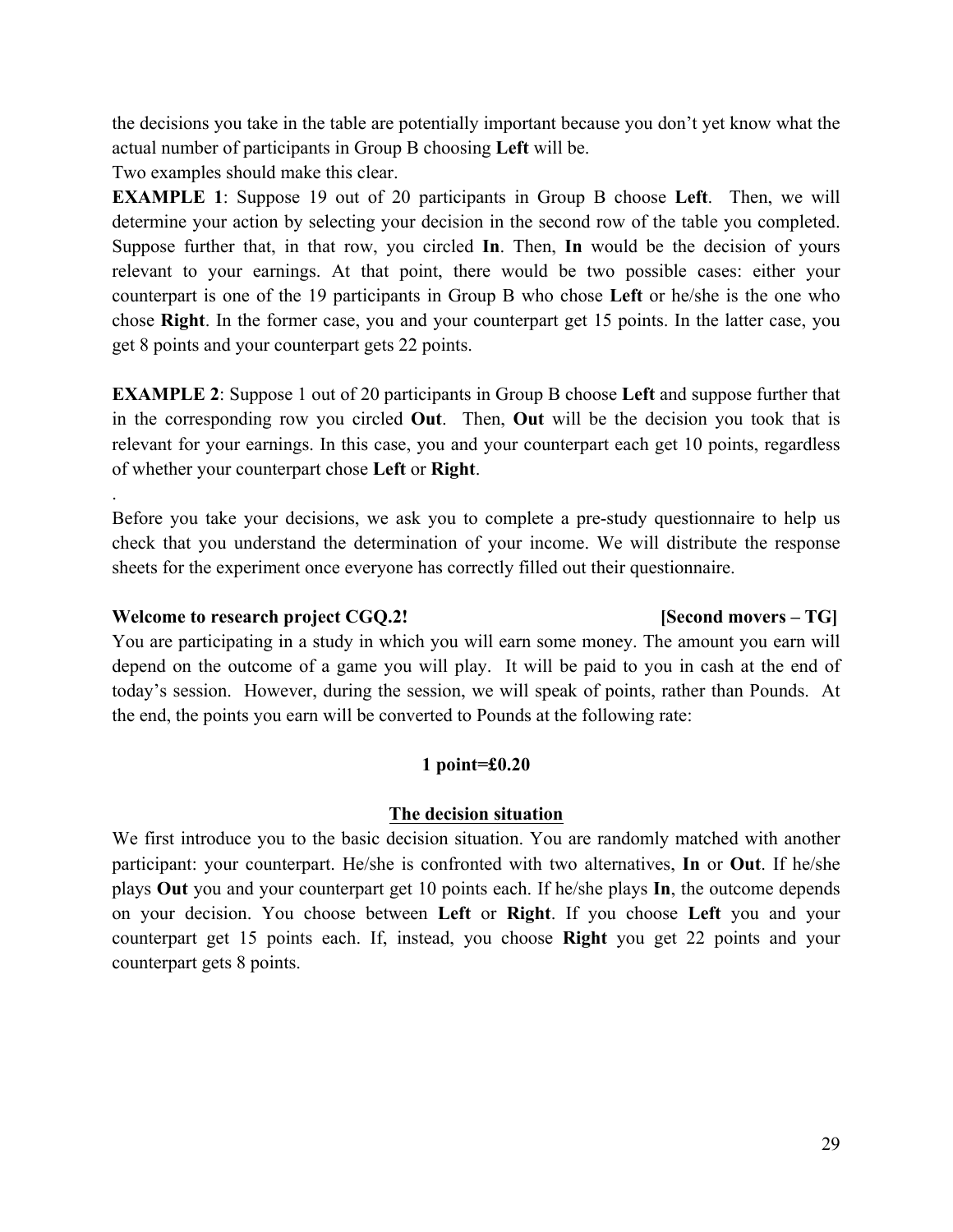the decisions you take in the table are potentially important because you don't yet know what the actual number of participants in Group B choosing **Left** will be.

Two examples should make this clear.

**EXAMPLE 1**: Suppose 19 out of 20 participants in Group B choose **Left**. Then, we will determine your action by selecting your decision in the second row of the table you completed. Suppose further that, in that row, you circled **In**. Then, **In** would be the decision of yours relevant to your earnings. At that point, there would be two possible cases: either your counterpart is one of the 19 participants in Group B who chose **Left** or he/she is the one who chose **Right**. In the former case, you and your counterpart get 15 points. In the latter case, you get 8 points and your counterpart gets 22 points.

**EXAMPLE 2**: Suppose 1 out of 20 participants in Group B choose **Left** and suppose further that in the corresponding row you circled **Out**. Then, **Out** will be the decision you took that is relevant for your earnings. In this case, you and your counterpart each get 10 points, regardless of whether your counterpart chose **Left** or **Right**.

.

Before you take your decisions, we ask you to complete a pre-study questionnaire to help us check that you understand the determination of your income. We will distribute the response sheets for the experiment once everyone has correctly filled out their questionnaire.

**Welcome to research project CGQ.2!** **[Second movers – TG]**

You are participating in a study in which you will earn some money. The amount you earn will depend on the outcome of a game you will play. It will be paid to you in cash at the end of today's session. However, during the session, we will speak of points, rather than Pounds. At the end, the points you earn will be converted to Pounds at the following rate:

**1 point=£0.20**

**<u>The decision situation</u>**

We first introduce you to the basic decision situation. You are randomly matched with another participant: your counterpart. He/she is confronted with two alternatives, **In** or **Out**. If he/she plays **Out** you and your counterpart get 10 points each. If he/she plays **In**, the outcome depends on your decision. You choose between **Left** or **Right**. If you choose **Left** you and your counterpart get 15 points each. If, instead, you choose **Right** you get 22 points and your counterpart gets 8 points.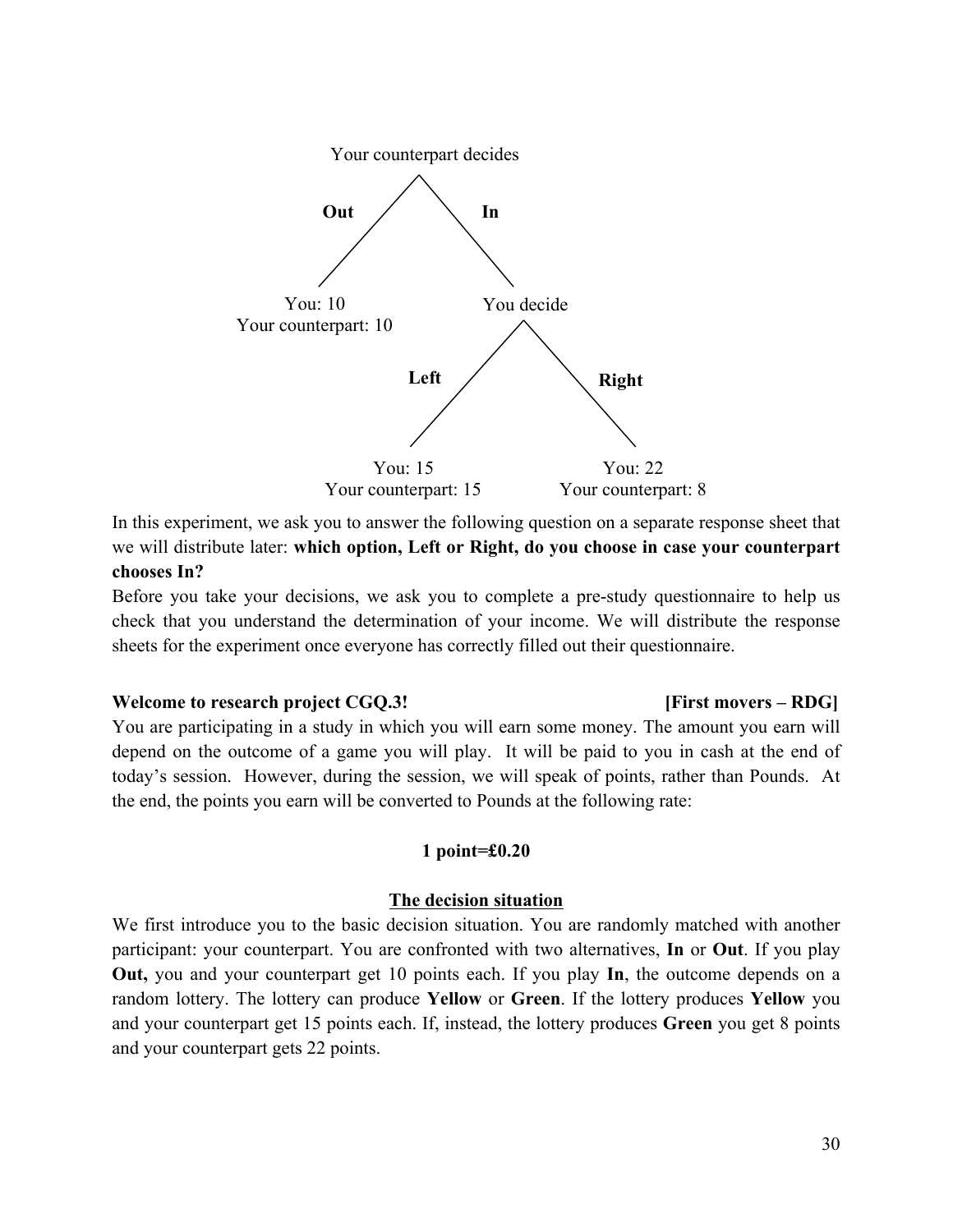Your counterpart decides

**Out** — You: 10, Your counterpart: 10

**In** — You decide

- **Left** — You: 15, Your counterpart: 15
- **Right** — You: 22, Your counterpart: 8

In this experiment, we ask you to answer the following question on a separate response sheet that we will distribute later: **which option, Left or Right, do you choose in case your counterpart chooses In?**

Before you take your decisions, we ask you to complete a pre-study questionnaire to help us check that you understand the determination of your income. We will distribute the response sheets for the experiment once everyone has correctly filled out their questionnaire.

**Welcome to research project CGQ.3!** **[First movers – RDG]**

You are participating in a study in which you will earn some money. The amount you earn will depend on the outcome of a game you will play. It will be paid to you in cash at the end of today's session. However, during the session, we will speak of points, rather than Pounds. At the end, the points you earn will be converted to Pounds at the following rate:

**1 point=£0.20**

**<u>The decision situation</u>**

We first introduce you to the basic decision situation. You are randomly matched with another participant: your counterpart. You are confronted with two alternatives, **In** or **Out**. If you play **Out,** you and your counterpart get 10 points each. If you play **In**, the outcome depends on a random lottery. The lottery can produce **Yellow** or **Green**. If the lottery produces **Yellow** you and your counterpart get 15 points each. If, instead, the lottery produces **Green** you get 8 points and your counterpart gets 22 points.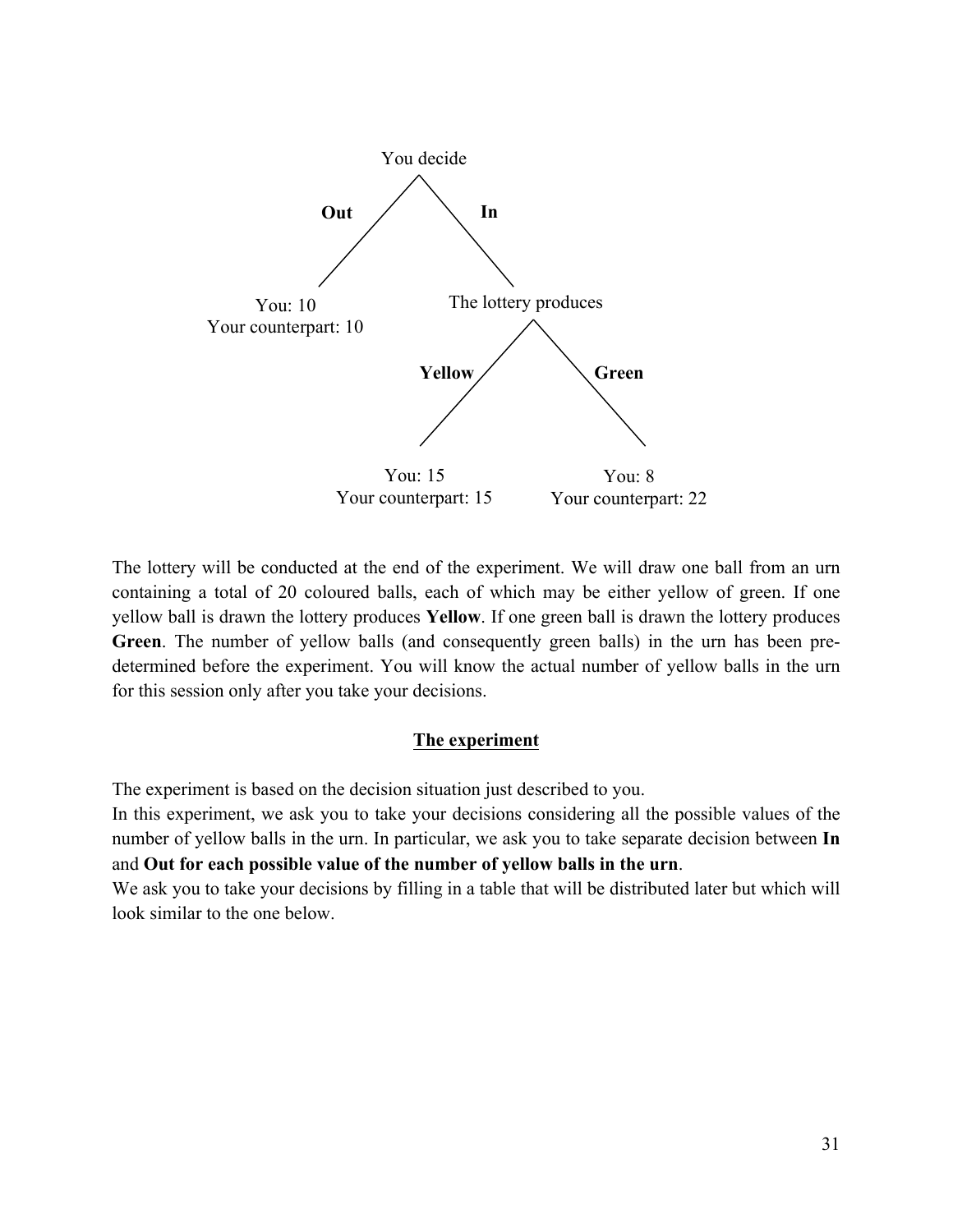You decide

**Out** → You: 10, Your counterpart: 10

**In** → The lottery produces

- **Yellow** → You: 15, Your counterpart: 15
- **Green** → You: 8, Your counterpart: 22

The lottery will be conducted at the end of the experiment. We will draw one ball from an urn containing a total of 20 coloured balls, each of which may be either yellow of green. If one yellow ball is drawn the lottery produces **Yellow**. If one green ball is drawn the lottery produces **Green**. The number of yellow balls (and consequently green balls) in the urn has been pre-determined before the experiment. You will know the actual number of yellow balls in the urn for this session only after you take your decisions.

## The experiment

The experiment is based on the decision situation just described to you.

In this experiment, we ask you to take your decisions considering all the possible values of the number of yellow balls in the urn. In particular, we ask you to take separate decision between **In** and **Out for each possible value of the number of yellow balls in the urn**.

We ask you to take your decisions by filling in a table that will be distributed later but which will look similar to the one below.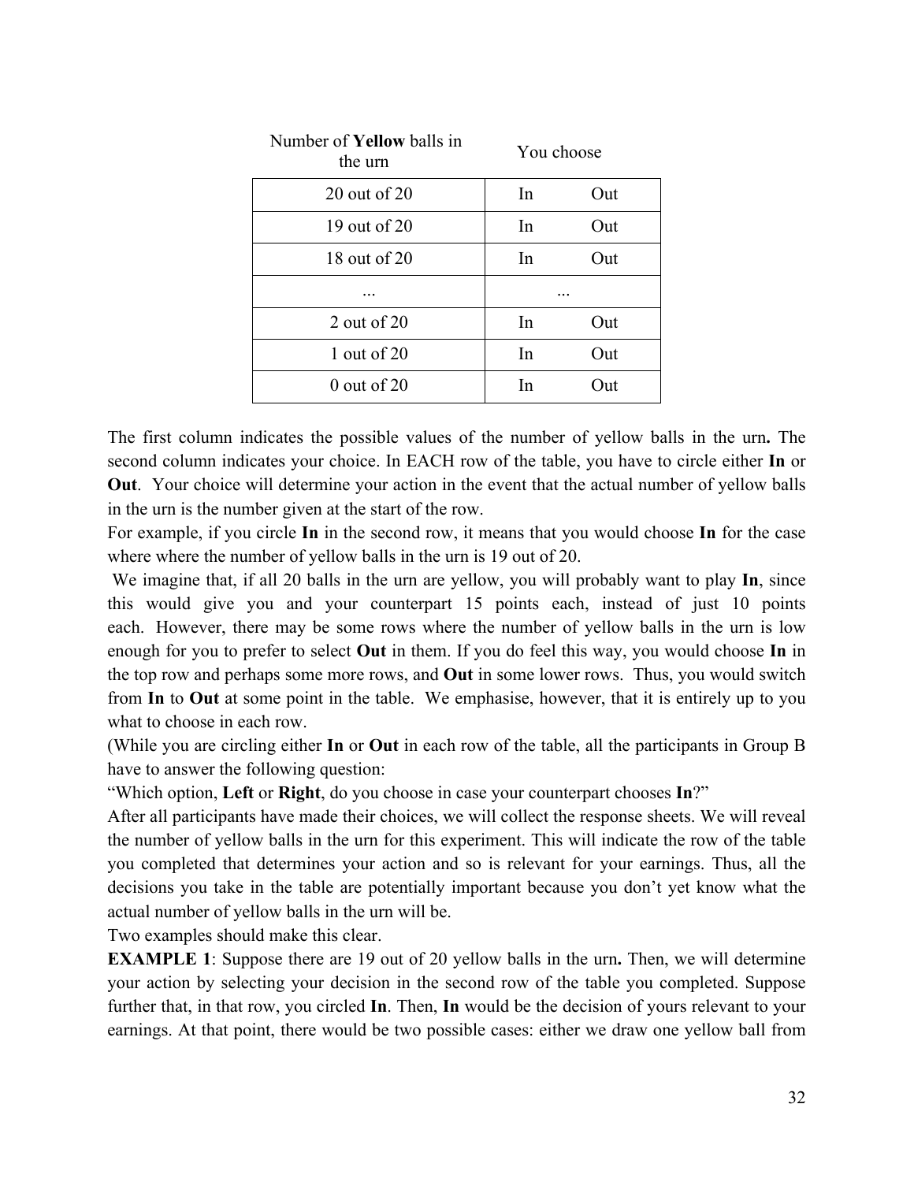| Number of **Yellow** balls in the urn | You choose |
|---|---|
| 20 out of 20 | In Out |
| 19 out of 20 | In Out |
| 18 out of 20 | In Out |
| ... | ... |
| 2 out of 20 | In Out |
| 1 out of 20 | In Out |
| 0 out of 20 | In Out |

The first column indicates the possible values of the number of yellow balls in the urn**.** The second column indicates your choice. In EACH row of the table, you have to circle either **In** or **Out**. Your choice will determine your action in the event that the actual number of yellow balls in the urn is the number given at the start of the row.

For example, if you circle **In** in the second row, it means that you would choose **In** for the case where where the number of yellow balls in the urn is 19 out of 20.

We imagine that, if all 20 balls in the urn are yellow, you will probably want to play **In**, since this would give you and your counterpart 15 points each, instead of just 10 points each. However, there may be some rows where the number of yellow balls in the urn is low enough for you to prefer to select **Out** in them. If you do feel this way, you would choose **In** in the top row and perhaps some more rows, and **Out** in some lower rows. Thus, you would switch from **In** to **Out** at some point in the table. We emphasise, however, that it is entirely up to you what to choose in each row.

(While you are circling either **In** or **Out** in each row of the table, all the participants in Group B have to answer the following question:

"Which option, **Left** or **Right**, do you choose in case your counterpart chooses **In**?"

After all participants have made their choices, we will collect the response sheets. We will reveal the number of yellow balls in the urn for this experiment. This will indicate the row of the table you completed that determines your action and so is relevant for your earnings. Thus, all the decisions you take in the table are potentially important because you don't yet know what the actual number of yellow balls in the urn will be.

Two examples should make this clear.

**EXAMPLE 1**: Suppose there are 19 out of 20 yellow balls in the urn**.** Then, we will determine your action by selecting your decision in the second row of the table you completed. Suppose further that, in that row, you circled **In**. Then, **In** would be the decision of yours relevant to your earnings. At that point, there would be two possible cases: either we draw one yellow ball from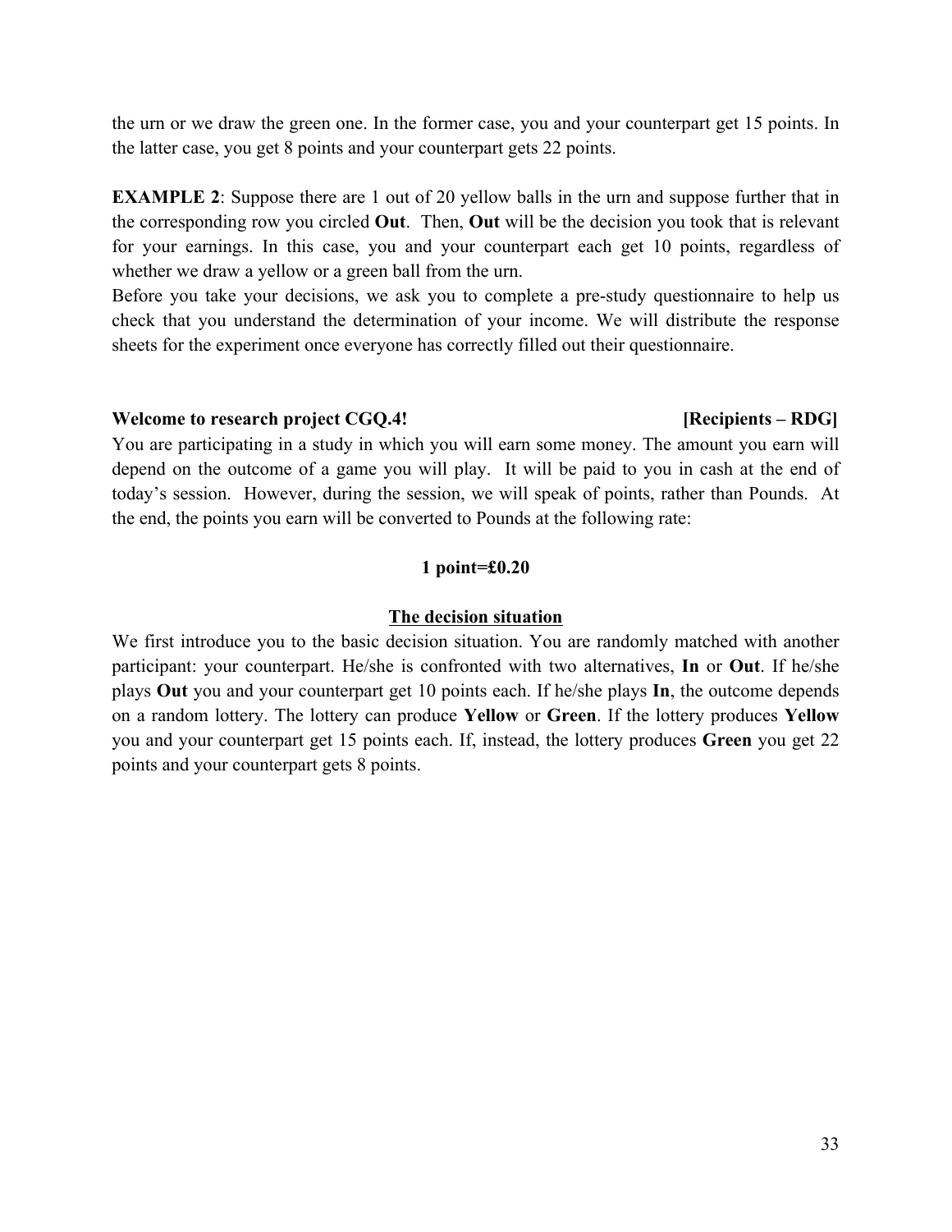the urn or we draw the green one. In the former case, you and your counterpart get 15 points. In the latter case, you get 8 points and your counterpart gets 22 points.

**EXAMPLE 2**: Suppose there are 1 out of 20 yellow balls in the urn and suppose further that in the corresponding row you circled **Out**. Then, **Out** will be the decision you took that is relevant for your earnings. In this case, you and your counterpart each get 10 points, regardless of whether we draw a yellow or a green ball from the urn.
Before you take your decisions, we ask you to complete a pre-study questionnaire to help us check that you understand the determination of your income. We will distribute the response sheets for the experiment once everyone has correctly filled out their questionnaire.

**Welcome to research project CGQ.4!** **[Recipients – RDG]**

You are participating in a study in which you will earn some money. The amount you earn will depend on the outcome of a game you will play. It will be paid to you in cash at the end of today's session. However, during the session, we will speak of points, rather than Pounds. At the end, the points you earn will be converted to Pounds at the following rate:

**1 point=£0.20**

**The decision situation**

We first introduce you to the basic decision situation. You are randomly matched with another participant: your counterpart. He/she is confronted with two alternatives, **In** or **Out**. If he/she plays **Out** you and your counterpart get 10 points each. If he/she plays **In**, the outcome depends on a random lottery. The lottery can produce **Yellow** or **Green**. If the lottery produces **Yellow** you and your counterpart get 15 points each. If, instead, the lottery produces **Green** you get 22 points and your counterpart gets 8 points.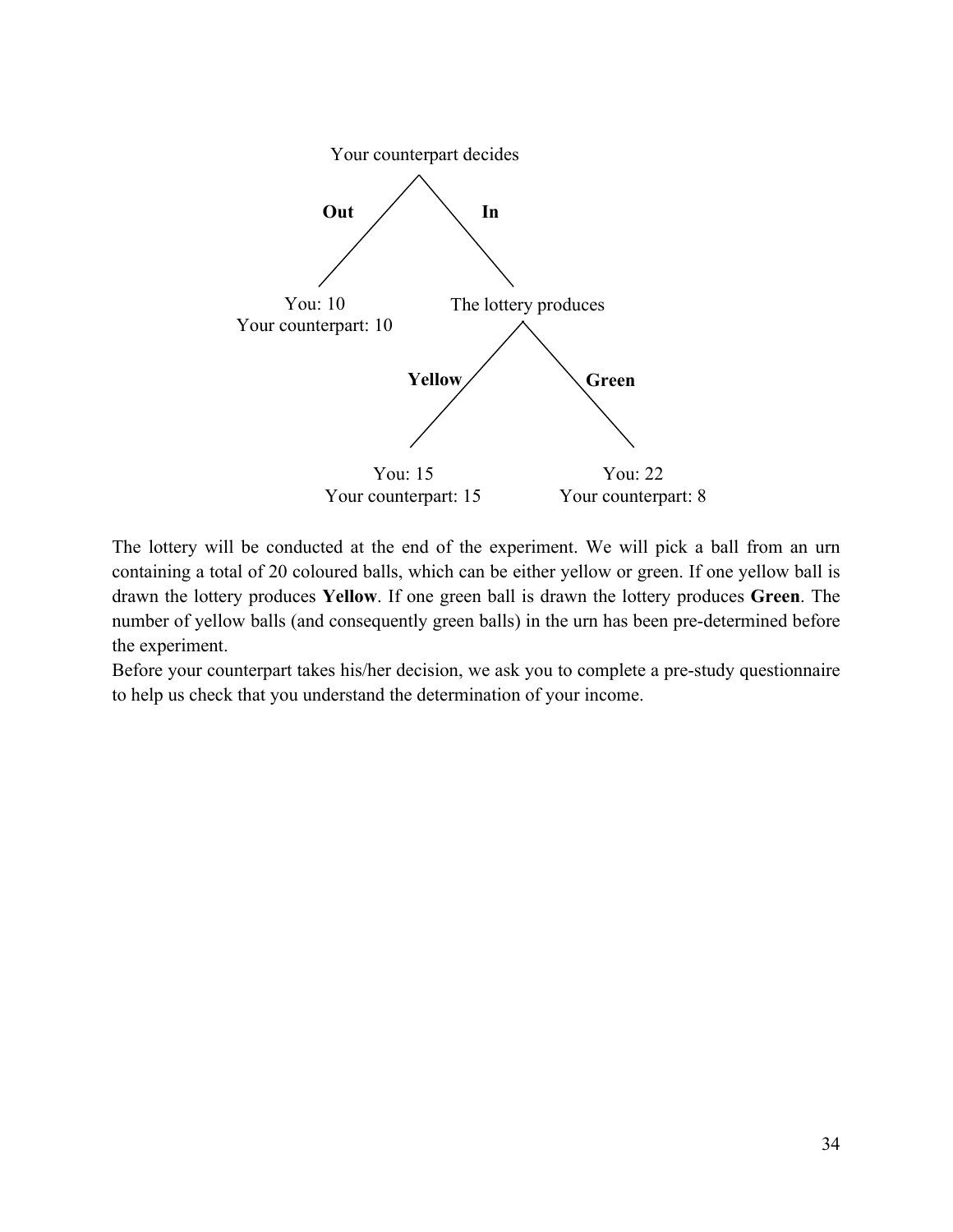Your counterpart decides

**Out**

**In**

You: 10
Your counterpart: 10

The lottery produces

**Yellow**

**Green**

You: 15
Your counterpart: 15

You: 22
Your counterpart: 8

The lottery will be conducted at the end of the experiment. We will pick a ball from an urn containing a total of 20 coloured balls, which can be either yellow or green. If one yellow ball is drawn the lottery produces **Yellow**. If one green ball is drawn the lottery produces **Green**. The number of yellow balls (and consequently green balls) in the urn has been pre-determined before the experiment.

Before your counterpart takes his/her decision, we ask you to complete a pre-study questionnaire to help us check that you understand the determination of your income.